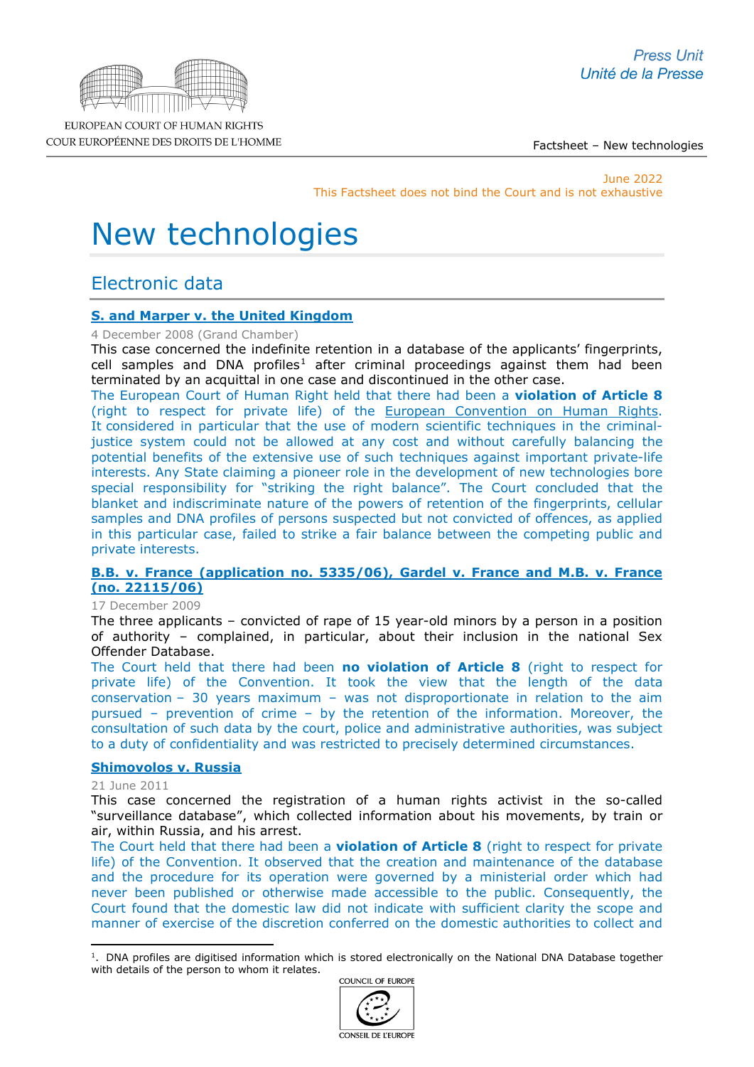Factsheet – New technologies

June 2022
This Factsheet does not bind the Court and is not exhaustive

# New technologies

## Electronic data

### S. and Marper v. the United Kingdom

4 December 2008 (Grand Chamber)

This case concerned the indefinite retention in a database of the applicants' fingerprints, cell samples and DNA profiles[1] after criminal proceedings against them had been terminated by an acquittal in one case and discontinued in the other case.

The European Court of Human Right held that there had been a **violation of Article 8** (right to respect for private life) of the European Convention on Human Rights. It considered in particular that the use of modern scientific techniques in the criminal-justice system could not be allowed at any cost and without carefully balancing the potential benefits of the extensive use of such techniques against important private-life interests. Any State claiming a pioneer role in the development of new technologies bore special responsibility for "striking the right balance". The Court concluded that the blanket and indiscriminate nature of the powers of retention of the fingerprints, cellular samples and DNA profiles of persons suspected but not convicted of offences, as applied in this particular case, failed to strike a fair balance between the competing public and private interests.

### B.B. v. France (application no. 5335/06), Gardel v. France and M.B. v. France (no. 22115/06)

17 December 2009

The three applicants – convicted of rape of 15 year-old minors by a person in a position of authority – complained, in particular, about their inclusion in the national Sex Offender Database.

The Court held that there had been **no violation of Article 8** (right to respect for private life) of the Convention. It took the view that the length of the data conservation – 30 years maximum – was not disproportionate in relation to the aim pursued – prevention of crime – by the retention of the information. Moreover, the consultation of such data by the court, police and administrative authorities, was subject to a duty of confidentiality and was restricted to precisely determined circumstances.

### Shimovolos v. Russia

21 June 2011

This case concerned the registration of a human rights activist in the so-called "surveillance database", which collected information about his movements, by train or air, within Russia, and his arrest.

The Court held that there had been a **violation of Article 8** (right to respect for private life) of the Convention. It observed that the creation and maintenance of the database and the procedure for its operation were governed by a ministerial order which had never been published or otherwise made accessible to the public. Consequently, the Court found that the domestic law did not indicate with sufficient clarity the scope and manner of exercise of the discretion conferred on the domestic authorities to collect and

[1]. DNA profiles are digitised information which is stored electronically on the National DNA Database together with details of the person to whom it relates.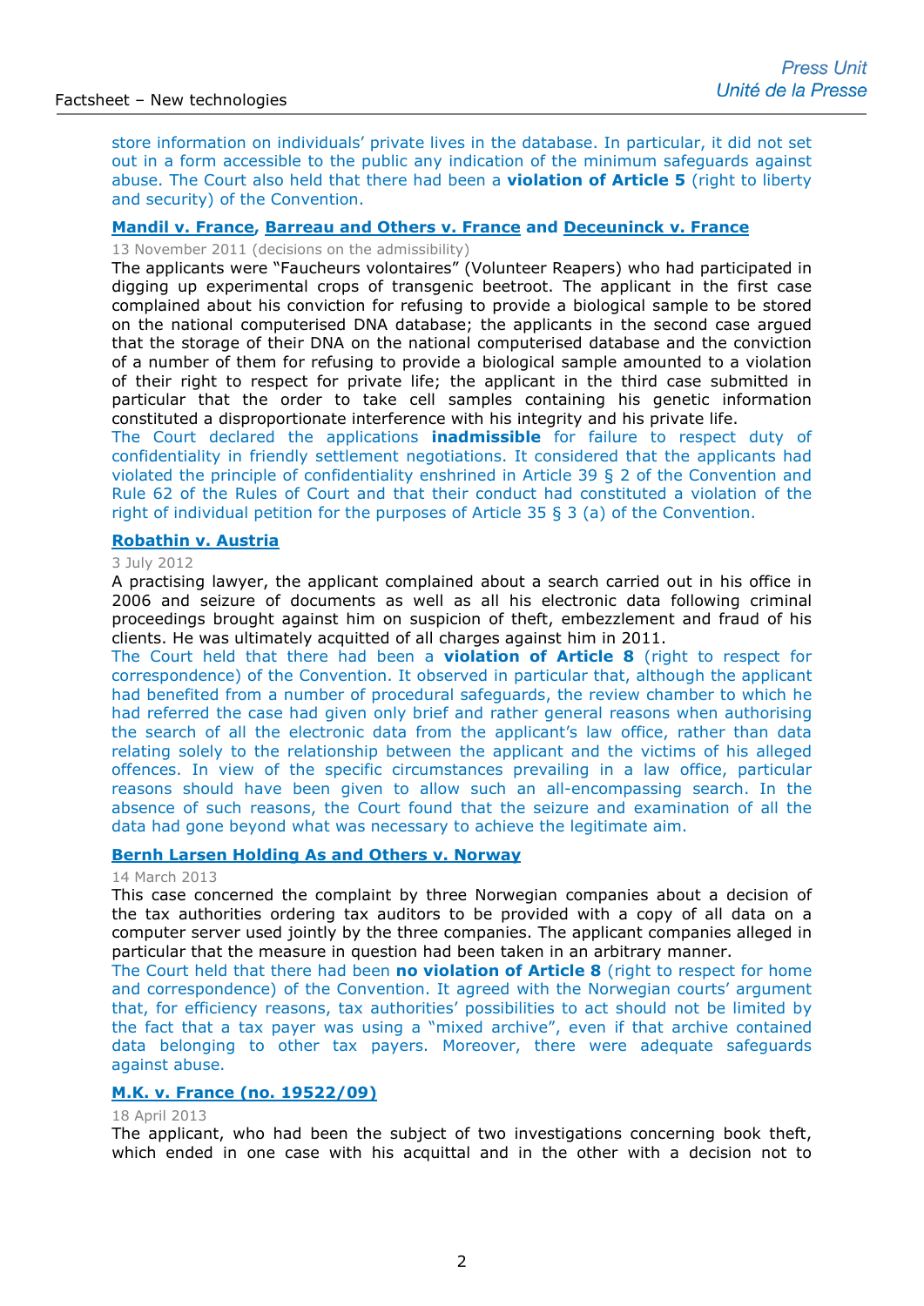store information on individuals' private lives in the database. In particular, it did not set out in a form accessible to the public any indication of the minimum safeguards against abuse. The Court also held that there had been a **violation of Article 5** (right to liberty and security) of the Convention.

### Mandil v. France, Barreau and Others v. France and Deceuninck v. France

13 November 2011 (decisions on the admissibility)

The applicants were "Faucheurs volontaires" (Volunteer Reapers) who had participated in digging up experimental crops of transgenic beetroot. The applicant in the first case complained about his conviction for refusing to provide a biological sample to be stored on the national computerised DNA database; the applicants in the second case argued that the storage of their DNA on the national computerised database and the conviction of a number of them for refusing to provide a biological sample amounted to a violation of their right to respect for private life; the applicant in the third case submitted in particular that the order to take cell samples containing his genetic information constituted a disproportionate interference with his integrity and his private life.

The Court declared the applications **inadmissible** for failure to respect duty of confidentiality in friendly settlement negotiations. It considered that the applicants had violated the principle of confidentiality enshrined in Article 39 § 2 of the Convention and Rule 62 of the Rules of Court and that their conduct had constituted a violation of the right of individual petition for the purposes of Article 35 § 3 (a) of the Convention.

### Robathin v. Austria

3 July 2012

A practising lawyer, the applicant complained about a search carried out in his office in 2006 and seizure of documents as well as all his electronic data following criminal proceedings brought against him on suspicion of theft, embezzlement and fraud of his clients. He was ultimately acquitted of all charges against him in 2011.

The Court held that there had been a **violation of Article 8** (right to respect for correspondence) of the Convention. It observed in particular that, although the applicant had benefited from a number of procedural safeguards, the review chamber to which he had referred the case had given only brief and rather general reasons when authorising the search of all the electronic data from the applicant's law office, rather than data relating solely to the relationship between the applicant and the victims of his alleged offences. In view of the specific circumstances prevailing in a law office, particular reasons should have been given to allow such an all-encompassing search. In the absence of such reasons, the Court found that the seizure and examination of all the data had gone beyond what was necessary to achieve the legitimate aim.

### Bernh Larsen Holding As and Others v. Norway

14 March 2013

This case concerned the complaint by three Norwegian companies about a decision of the tax authorities ordering tax auditors to be provided with a copy of all data on a computer server used jointly by the three companies. The applicant companies alleged in particular that the measure in question had been taken in an arbitrary manner.

The Court held that there had been **no violation of Article 8** (right to respect for home and correspondence) of the Convention. It agreed with the Norwegian courts' argument that, for efficiency reasons, tax authorities' possibilities to act should not be limited by the fact that a tax payer was using a "mixed archive", even if that archive contained data belonging to other tax payers. Moreover, there were adequate safeguards against abuse.

### M.K. v. France (no. 19522/09)

18 April 2013

The applicant, who had been the subject of two investigations concerning book theft, which ended in one case with his acquittal and in the other with a decision not to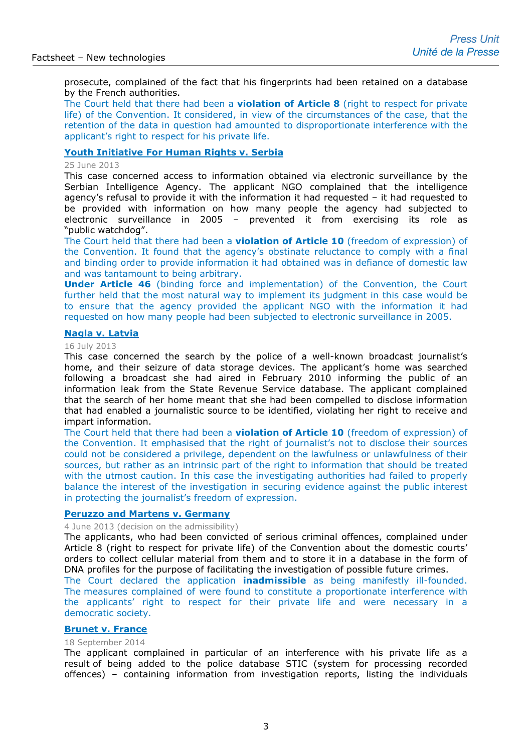prosecute, complained of the fact that his fingerprints had been retained on a database by the French authorities.

The Court held that there had been a **violation of Article 8** (right to respect for private life) of the Convention. It considered, in view of the circumstances of the case, that the retention of the data in question had amounted to disproportionate interference with the applicant's right to respect for his private life.

### Youth Initiative For Human Rights v. Serbia

25 June 2013

This case concerned access to information obtained via electronic surveillance by the Serbian Intelligence Agency. The applicant NGO complained that the intelligence agency's refusal to provide it with the information it had requested – it had requested to be provided with information on how many people the agency had subjected to electronic surveillance in 2005 – prevented it from exercising its role as "public watchdog".

The Court held that there had been a **violation of Article 10** (freedom of expression) of the Convention. It found that the agency's obstinate reluctance to comply with a final and binding order to provide information it had obtained was in defiance of domestic law and was tantamount to being arbitrary.

**Under Article 46** (binding force and implementation) of the Convention, the Court further held that the most natural way to implement its judgment in this case would be to ensure that the agency provided the applicant NGO with the information it had requested on how many people had been subjected to electronic surveillance in 2005.

### Nagla v. Latvia

16 July 2013

This case concerned the search by the police of a well-known broadcast journalist's home, and their seizure of data storage devices. The applicant's home was searched following a broadcast she had aired in February 2010 informing the public of an information leak from the State Revenue Service database. The applicant complained that the search of her home meant that she had been compelled to disclose information that had enabled a journalistic source to be identified, violating her right to receive and impart information.

The Court held that there had been a **violation of Article 10** (freedom of expression) of the Convention. It emphasised that the right of journalist's not to disclose their sources could not be considered a privilege, dependent on the lawfulness or unlawfulness of their sources, but rather as an intrinsic part of the right to information that should be treated with the utmost caution. In this case the investigating authorities had failed to properly balance the interest of the investigation in securing evidence against the public interest in protecting the journalist's freedom of expression.

### Peruzzo and Martens v. Germany

4 June 2013 (decision on the admissibility)

The applicants, who had been convicted of serious criminal offences, complained under Article 8 (right to respect for private life) of the Convention about the domestic courts' orders to collect cellular material from them and to store it in a database in the form of DNA profiles for the purpose of facilitating the investigation of possible future crimes.

The Court declared the application **inadmissible** as being manifestly ill-founded. The measures complained of were found to constitute a proportionate interference with the applicants' right to respect for their private life and were necessary in a democratic society.

### Brunet v. France

18 September 2014

The applicant complained in particular of an interference with his private life as a result of being added to the police database STIC (system for processing recorded offences) – containing information from investigation reports, listing the individuals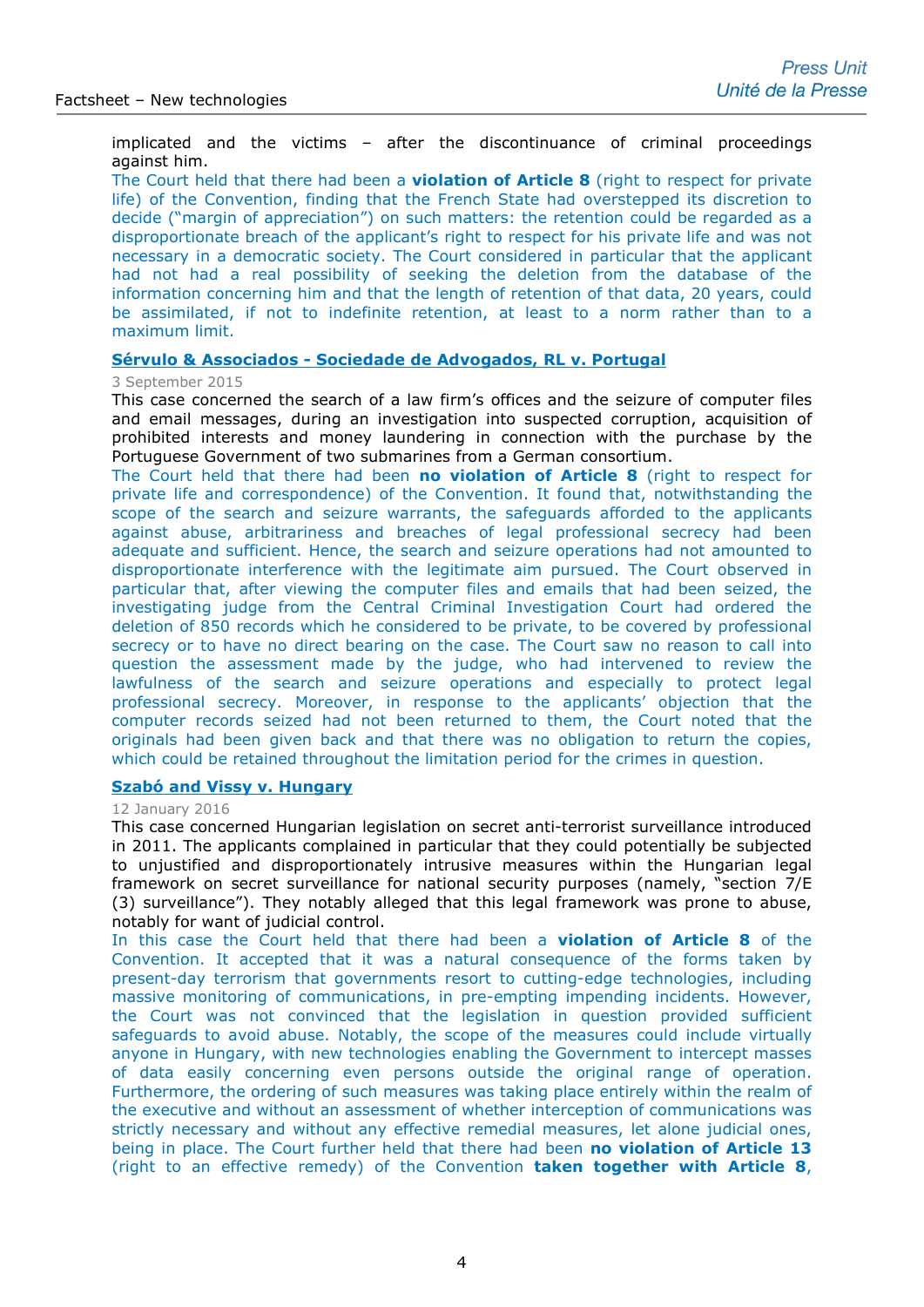implicated and the victims – after the discontinuance of criminal proceedings against him.

The Court held that there had been a **violation of Article 8** (right to respect for private life) of the Convention, finding that the French State had overstepped its discretion to decide ("margin of appreciation") on such matters: the retention could be regarded as a disproportionate breach of the applicant's right to respect for his private life and was not necessary in a democratic society. The Court considered in particular that the applicant had not had a real possibility of seeking the deletion from the database of the information concerning him and that the length of retention of that data, 20 years, could be assimilated, if not to indefinite retention, at least to a norm rather than to a maximum limit.

### Sérvulo & Associados - Sociedade de Advogados, RL v. Portugal

3 September 2015

This case concerned the search of a law firm's offices and the seizure of computer files and email messages, during an investigation into suspected corruption, acquisition of prohibited interests and money laundering in connection with the purchase by the Portuguese Government of two submarines from a German consortium.

The Court held that there had been **no violation of Article 8** (right to respect for private life and correspondence) of the Convention. It found that, notwithstanding the scope of the search and seizure warrants, the safeguards afforded to the applicants against abuse, arbitrariness and breaches of legal professional secrecy had been adequate and sufficient. Hence, the search and seizure operations had not amounted to disproportionate interference with the legitimate aim pursued. The Court observed in particular that, after viewing the computer files and emails that had been seized, the investigating judge from the Central Criminal Investigation Court had ordered the deletion of 850 records which he considered to be private, to be covered by professional secrecy or to have no direct bearing on the case. The Court saw no reason to call into question the assessment made by the judge, who had intervened to review the lawfulness of the search and seizure operations and especially to protect legal professional secrecy. Moreover, in response to the applicants' objection that the computer records seized had not been returned to them, the Court noted that the originals had been given back and that there was no obligation to return the copies, which could be retained throughout the limitation period for the crimes in question.

### Szabó and Vissy v. Hungary

12 January 2016

This case concerned Hungarian legislation on secret anti-terrorist surveillance introduced in 2011. The applicants complained in particular that they could potentially be subjected to unjustified and disproportionately intrusive measures within the Hungarian legal framework on secret surveillance for national security purposes (namely, "section 7/E (3) surveillance"). They notably alleged that this legal framework was prone to abuse, notably for want of judicial control.

In this case the Court held that there had been a **violation of Article 8** of the Convention. It accepted that it was a natural consequence of the forms taken by present-day terrorism that governments resort to cutting-edge technologies, including massive monitoring of communications, in pre-empting impending incidents. However, the Court was not convinced that the legislation in question provided sufficient safeguards to avoid abuse. Notably, the scope of the measures could include virtually anyone in Hungary, with new technologies enabling the Government to intercept masses of data easily concerning even persons outside the original range of operation. Furthermore, the ordering of such measures was taking place entirely within the realm of the executive and without an assessment of whether interception of communications was strictly necessary and without any effective remedial measures, let alone judicial ones, being in place. The Court further held that there had been **no violation of Article 13** (right to an effective remedy) of the Convention **taken together with Article 8**,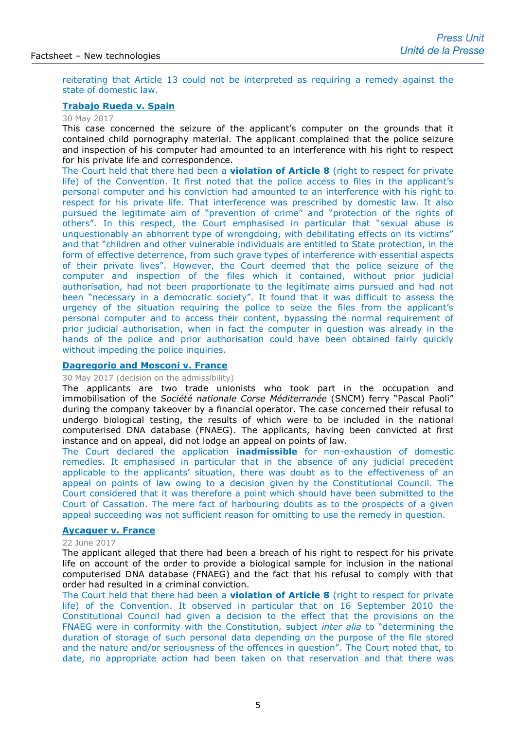reiterating that Article 13 could not be interpreted as requiring a remedy against the state of domestic law.

### Trabajo Rueda v. Spain

30 May 2017

This case concerned the seizure of the applicant's computer on the grounds that it contained child pornography material. The applicant complained that the police seizure and inspection of his computer had amounted to an interference with his right to respect for his private life and correspondence.

The Court held that there had been a **violation of Article 8** (right to respect for private life) of the Convention. It first noted that the police access to files in the applicant's personal computer and his conviction had amounted to an interference with his right to respect for his private life. That interference was prescribed by domestic law. It also pursued the legitimate aim of "prevention of crime" and "protection of the rights of others". In this respect, the Court emphasised in particular that "sexual abuse is unquestionably an abhorrent type of wrongdoing, with debilitating effects on its victims" and that "children and other vulnerable individuals are entitled to State protection, in the form of effective deterrence, from such grave types of interference with essential aspects of their private lives". However, the Court deemed that the police seizure of the computer and inspection of the files which it contained, without prior judicial authorisation, had not been proportionate to the legitimate aims pursued and had not been "necessary in a democratic society". It found that it was difficult to assess the urgency of the situation requiring the police to seize the files from the applicant's personal computer and to access their content, bypassing the normal requirement of prior judicial authorisation, when in fact the computer in question was already in the hands of the police and prior authorisation could have been obtained fairly quickly without impeding the police inquiries.

### Dagregorio and Mosconi v. France

30 May 2017 (decision on the admissibility)

The applicants are two trade unionists who took part in the occupation and immobilisation of the *Société nationale Corse Méditerranée* (SNCM) ferry "Pascal Paoli" during the company takeover by a financial operator. The case concerned their refusal to undergo biological testing, the results of which were to be included in the national computerised DNA database (FNAEG). The applicants, having been convicted at first instance and on appeal, did not lodge an appeal on points of law.

The Court declared the application **inadmissible** for non-exhaustion of domestic remedies. It emphasised in particular that in the absence of any judicial precedent applicable to the applicants' situation, there was doubt as to the effectiveness of an appeal on points of law owing to a decision given by the Constitutional Council. The Court considered that it was therefore a point which should have been submitted to the Court of Cassation. The mere fact of harbouring doubts as to the prospects of a given appeal succeeding was not sufficient reason for omitting to use the remedy in question.

### Aycaguer v. France

22 June 2017

The applicant alleged that there had been a breach of his right to respect for his private life on account of the order to provide a biological sample for inclusion in the national computerised DNA database (FNAEG) and the fact that his refusal to comply with that order had resulted in a criminal conviction.

The Court held that there had been a **violation of Article 8** (right to respect for private life) of the Convention. It observed in particular that on 16 September 2010 the Constitutional Council had given a decision to the effect that the provisions on the FNAEG were in conformity with the Constitution, subject *inter alia* to "determining the duration of storage of such personal data depending on the purpose of the file stored and the nature and/or seriousness of the offences in question". The Court noted that, to date, no appropriate action had been taken on that reservation and that there was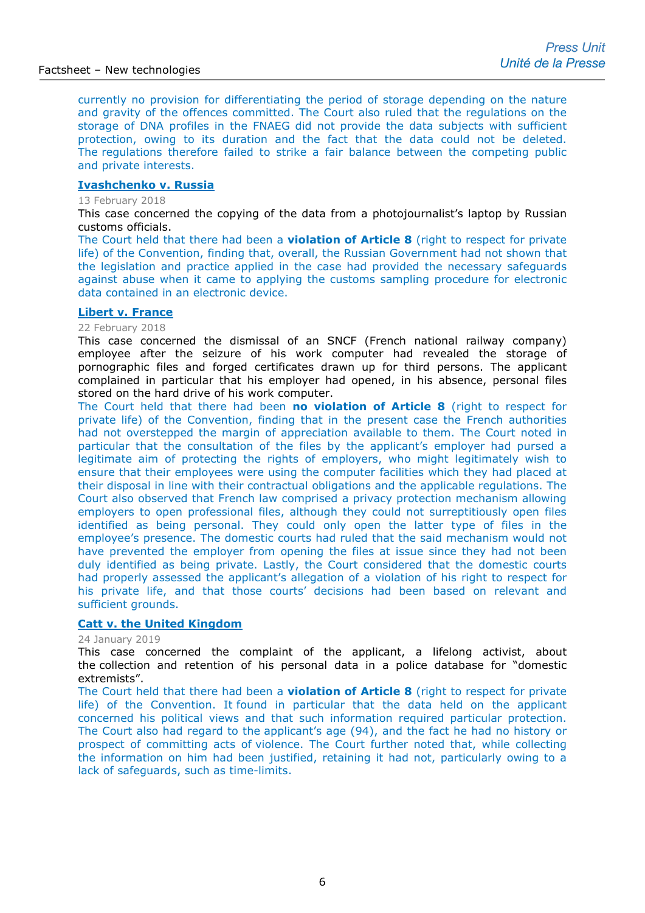currently no provision for differentiating the period of storage depending on the nature and gravity of the offences committed. The Court also ruled that the regulations on the storage of DNA profiles in the FNAEG did not provide the data subjects with sufficient protection, owing to its duration and the fact that the data could not be deleted. The regulations therefore failed to strike a fair balance between the competing public and private interests.

**Ivashchenko v. Russia**

13 February 2018

This case concerned the copying of the data from a photojournalist's laptop by Russian customs officials.

The Court held that there had been a **violation of Article 8** (right to respect for private life) of the Convention, finding that, overall, the Russian Government had not shown that the legislation and practice applied in the case had provided the necessary safeguards against abuse when it came to applying the customs sampling procedure for electronic data contained in an electronic device.

**Libert v. France**

22 February 2018

This case concerned the dismissal of an SNCF (French national railway company) employee after the seizure of his work computer had revealed the storage of pornographic files and forged certificates drawn up for third persons. The applicant complained in particular that his employer had opened, in his absence, personal files stored on the hard drive of his work computer.

The Court held that there had been **no violation of Article 8** (right to respect for private life) of the Convention, finding that in the present case the French authorities had not overstepped the margin of appreciation available to them. The Court noted in particular that the consultation of the files by the applicant's employer had pursed a legitimate aim of protecting the rights of employers, who might legitimately wish to ensure that their employees were using the computer facilities which they had placed at their disposal in line with their contractual obligations and the applicable regulations. The Court also observed that French law comprised a privacy protection mechanism allowing employers to open professional files, although they could not surreptitiously open files identified as being personal. They could only open the latter type of files in the employee's presence. The domestic courts had ruled that the said mechanism would not have prevented the employer from opening the files at issue since they had not been duly identified as being private. Lastly, the Court considered that the domestic courts had properly assessed the applicant's allegation of a violation of his right to respect for his private life, and that those courts' decisions had been based on relevant and sufficient grounds.

**Catt v. the United Kingdom**

24 January 2019

This case concerned the complaint of the applicant, a lifelong activist, about the collection and retention of his personal data in a police database for "domestic extremists".

The Court held that there had been a **violation of Article 8** (right to respect for private life) of the Convention. It found in particular that the data held on the applicant concerned his political views and that such information required particular protection. The Court also had regard to the applicant's age (94), and the fact he had no history or prospect of committing acts of violence. The Court further noted that, while collecting the information on him had been justified, retaining it had not, particularly owing to a lack of safeguards, such as time-limits.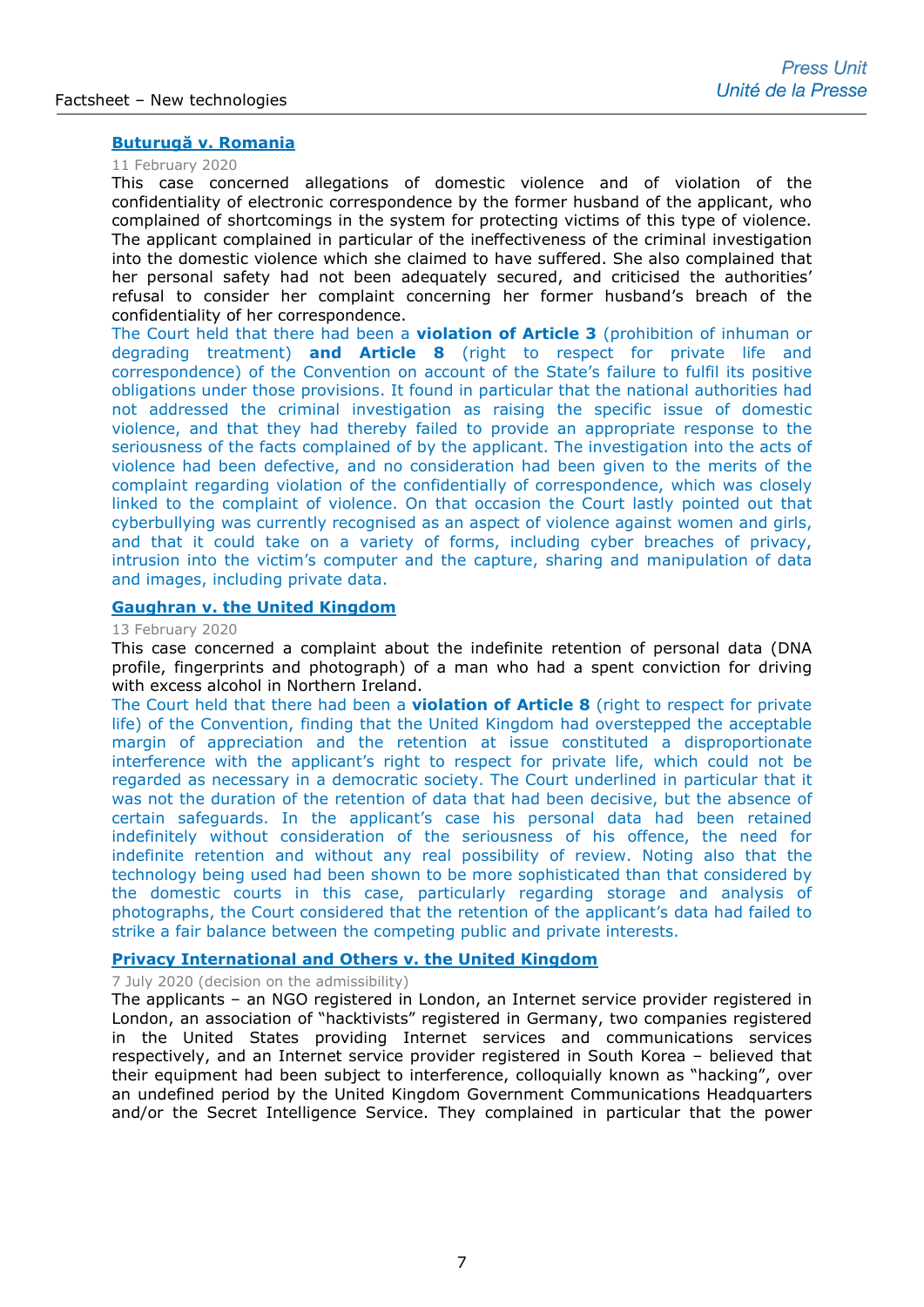**Buturugă v. Romania**

11 February 2020

This case concerned allegations of domestic violence and of violation of the confidentiality of electronic correspondence by the former husband of the applicant, who complained of shortcomings in the system for protecting victims of this type of violence. The applicant complained in particular of the ineffectiveness of the criminal investigation into the domestic violence which she claimed to have suffered. She also complained that her personal safety had not been adequately secured, and criticised the authorities' refusal to consider her complaint concerning her former husband's breach of the confidentiality of her correspondence.

The Court held that there had been a **violation of Article 3** (prohibition of inhuman or degrading treatment) **and Article 8** (right to respect for private life and correspondence) of the Convention on account of the State's failure to fulfil its positive obligations under those provisions. It found in particular that the national authorities had not addressed the criminal investigation as raising the specific issue of domestic violence, and that they had thereby failed to provide an appropriate response to the seriousness of the facts complained of by the applicant. The investigation into the acts of violence had been defective, and no consideration had been given to the merits of the complaint regarding violation of the confidentially of correspondence, which was closely linked to the complaint of violence. On that occasion the Court lastly pointed out that cyberbullying was currently recognised as an aspect of violence against women and girls, and that it could take on a variety of forms, including cyber breaches of privacy, intrusion into the victim's computer and the capture, sharing and manipulation of data and images, including private data.

**Gaughran v. the United Kingdom**

13 February 2020

This case concerned a complaint about the indefinite retention of personal data (DNA profile, fingerprints and photograph) of a man who had a spent conviction for driving with excess alcohol in Northern Ireland.

The Court held that there had been a **violation of Article 8** (right to respect for private life) of the Convention, finding that the United Kingdom had overstepped the acceptable margin of appreciation and the retention at issue constituted a disproportionate interference with the applicant's right to respect for private life, which could not be regarded as necessary in a democratic society. The Court underlined in particular that it was not the duration of the retention of data that had been decisive, but the absence of certain safeguards. In the applicant's case his personal data had been retained indefinitely without consideration of the seriousness of his offence, the need for indefinite retention and without any real possibility of review. Noting also that the technology being used had been shown to be more sophisticated than that considered by the domestic courts in this case, particularly regarding storage and analysis of photographs, the Court considered that the retention of the applicant's data had failed to strike a fair balance between the competing public and private interests.

**Privacy International and Others v. the United Kingdom**

7 July 2020 (decision on the admissibility)

The applicants – an NGO registered in London, an Internet service provider registered in London, an association of "hacktivists" registered in Germany, two companies registered in the United States providing Internet services and communications services respectively, and an Internet service provider registered in South Korea – believed that their equipment had been subject to interference, colloquially known as "hacking", over an undefined period by the United Kingdom Government Communications Headquarters and/or the Secret Intelligence Service. They complained in particular that the power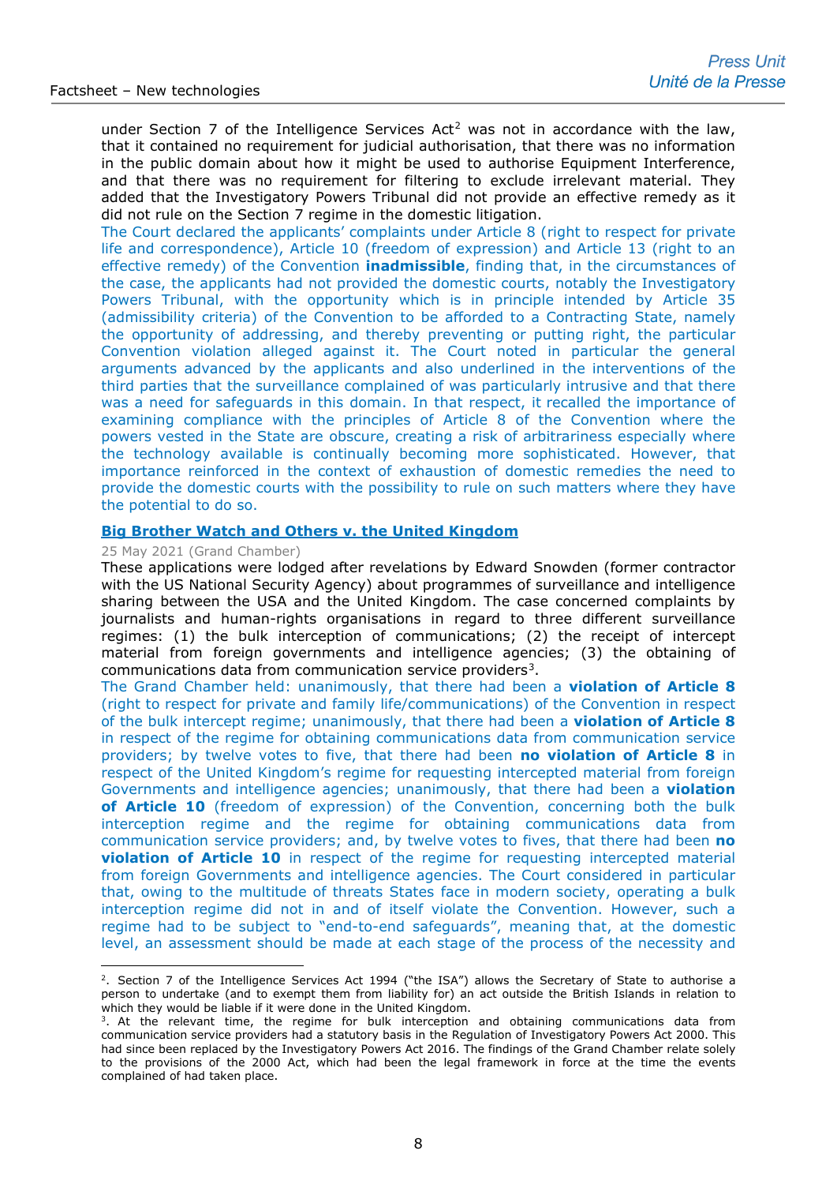under Section 7 of the Intelligence Services Act[2] was not in accordance with the law, that it contained no requirement for judicial authorisation, that there was no information in the public domain about how it might be used to authorise Equipment Interference, and that there was no requirement for filtering to exclude irrelevant material. They added that the Investigatory Powers Tribunal did not provide an effective remedy as it did not rule on the Section 7 regime in the domestic litigation.

The Court declared the applicants' complaints under Article 8 (right to respect for private life and correspondence), Article 10 (freedom of expression) and Article 13 (right to an effective remedy) of the Convention **inadmissible**, finding that, in the circumstances of the case, the applicants had not provided the domestic courts, notably the Investigatory Powers Tribunal, with the opportunity which is in principle intended by Article 35 (admissibility criteria) of the Convention to be afforded to a Contracting State, namely the opportunity of addressing, and thereby preventing or putting right, the particular Convention violation alleged against it. The Court noted in particular the general arguments advanced by the applicants and also underlined in the interventions of the third parties that the surveillance complained of was particularly intrusive and that there was a need for safeguards in this domain. In that respect, it recalled the importance of examining compliance with the principles of Article 8 of the Convention where the powers vested in the State are obscure, creating a risk of arbitrariness especially where the technology available is continually becoming more sophisticated. However, that importance reinforced in the context of exhaustion of domestic remedies the need to provide the domestic courts with the possibility to rule on such matters where they have the potential to do so.

### Big Brother Watch and Others v. the United Kingdom

25 May 2021 (Grand Chamber)

These applications were lodged after revelations by Edward Snowden (former contractor with the US National Security Agency) about programmes of surveillance and intelligence sharing between the USA and the United Kingdom. The case concerned complaints by journalists and human-rights organisations in regard to three different surveillance regimes: (1) the bulk interception of communications; (2) the receipt of intercept material from foreign governments and intelligence agencies; (3) the obtaining of communications data from communication service providers[3].

The Grand Chamber held: unanimously, that there had been a **violation of Article 8** (right to respect for private and family life/communications) of the Convention in respect of the bulk intercept regime; unanimously, that there had been a **violation of Article 8** in respect of the regime for obtaining communications data from communication service providers; by twelve votes to five, that there had been **no violation of Article 8** in respect of the United Kingdom's regime for requesting intercepted material from foreign Governments and intelligence agencies; unanimously, that there had been a **violation of Article 10** (freedom of expression) of the Convention, concerning both the bulk interception regime and the regime for obtaining communications data from communication service providers; and, by twelve votes to fives, that there had been **no violation of Article 10** in respect of the regime for requesting intercepted material from foreign Governments and intelligence agencies. The Court considered in particular that, owing to the multitude of threats States face in modern society, operating a bulk interception regime did not in and of itself violate the Convention. However, such a regime had to be subject to "end-to-end safeguards", meaning that, at the domestic level, an assessment should be made at each stage of the process of the necessity and

---

[2]. Section 7 of the Intelligence Services Act 1994 ("the ISA") allows the Secretary of State to authorise a person to undertake (and to exempt them from liability for) an act outside the British Islands in relation to which they would be liable if it were done in the United Kingdom.

[3]. At the relevant time, the regime for bulk interception and obtaining communications data from communication service providers had a statutory basis in the Regulation of Investigatory Powers Act 2000. This had since been replaced by the Investigatory Powers Act 2016. The findings of the Grand Chamber relate solely to the provisions of the 2000 Act, which had been the legal framework in force at the time the events complained of had taken place.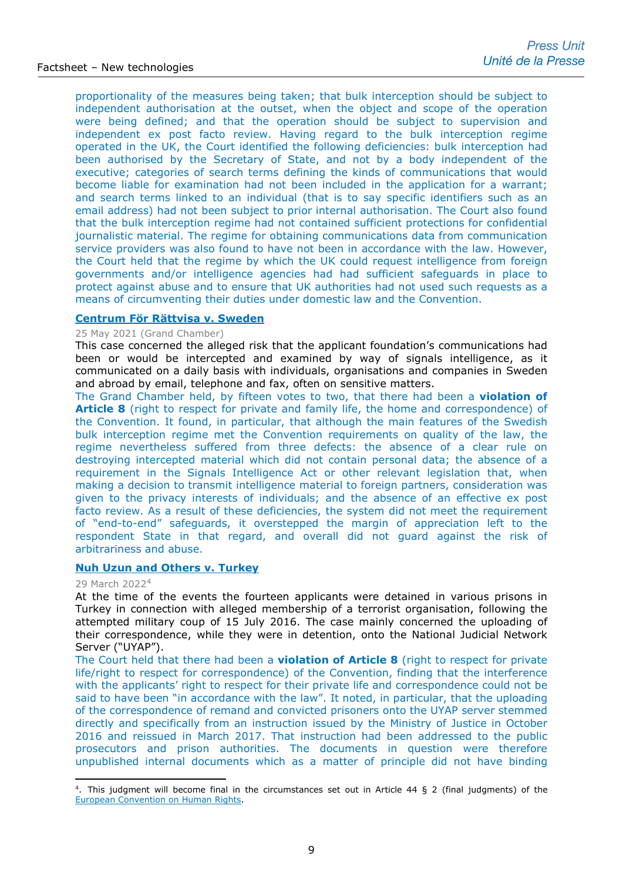proportionality of the measures being taken; that bulk interception should be subject to independent authorisation at the outset, when the object and scope of the operation were being defined; and that the operation should be subject to supervision and independent ex post facto review. Having regard to the bulk interception regime operated in the UK, the Court identified the following deficiencies: bulk interception had been authorised by the Secretary of State, and not by a body independent of the executive; categories of search terms defining the kinds of communications that would become liable for examination had not been included in the application for a warrant; and search terms linked to an individual (that is to say specific identifiers such as an email address) had not been subject to prior internal authorisation. The Court also found that the bulk interception regime had not contained sufficient protections for confidential journalistic material. The regime for obtaining communications data from communication service providers was also found to have not been in accordance with the law. However, the Court held that the regime by which the UK could request intelligence from foreign governments and/or intelligence agencies had had sufficient safeguards in place to protect against abuse and to ensure that UK authorities had not used such requests as a means of circumventing their duties under domestic law and the Convention.

### Centrum För Rättvisa v. Sweden

25 May 2021 (Grand Chamber)

This case concerned the alleged risk that the applicant foundation's communications had been or would be intercepted and examined by way of signals intelligence, as it communicated on a daily basis with individuals, organisations and companies in Sweden and abroad by email, telephone and fax, often on sensitive matters.

The Grand Chamber held, by fifteen votes to two, that there had been a **violation of Article 8** (right to respect for private and family life, the home and correspondence) of the Convention. It found, in particular, that although the main features of the Swedish bulk interception regime met the Convention requirements on quality of the law, the regime nevertheless suffered from three defects: the absence of a clear rule on destroying intercepted material which did not contain personal data; the absence of a requirement in the Signals Intelligence Act or other relevant legislation that, when making a decision to transmit intelligence material to foreign partners, consideration was given to the privacy interests of individuals; and the absence of an effective ex post facto review. As a result of these deficiencies, the system did not meet the requirement of "end-to-end" safeguards, it overstepped the margin of appreciation left to the respondent State in that regard, and overall did not guard against the risk of arbitrariness and abuse.

### Nuh Uzun and Others v. Turkey

29 March 2022[4]

At the time of the events the fourteen applicants were detained in various prisons in Turkey in connection with alleged membership of a terrorist organisation, following the attempted military coup of 15 July 2016. The case mainly concerned the uploading of their correspondence, while they were in detention, onto the National Judicial Network Server ("UYAP").

The Court held that there had been a **violation of Article 8** (right to respect for private life/right to respect for correspondence) of the Convention, finding that the interference with the applicants' right to respect for their private life and correspondence could not be said to have been "in accordance with the law". It noted, in particular, that the uploading of the correspondence of remand and convicted prisoners onto the UYAP server stemmed directly and specifically from an instruction issued by the Ministry of Justice in October 2016 and reissued in March 2017. That instruction had been addressed to the public prosecutors and prison authorities. The documents in question were therefore unpublished internal documents which as a matter of principle did not have binding

---

[4]. This judgment will become final in the circumstances set out in Article 44 § 2 (final judgments) of the European Convention on Human Rights.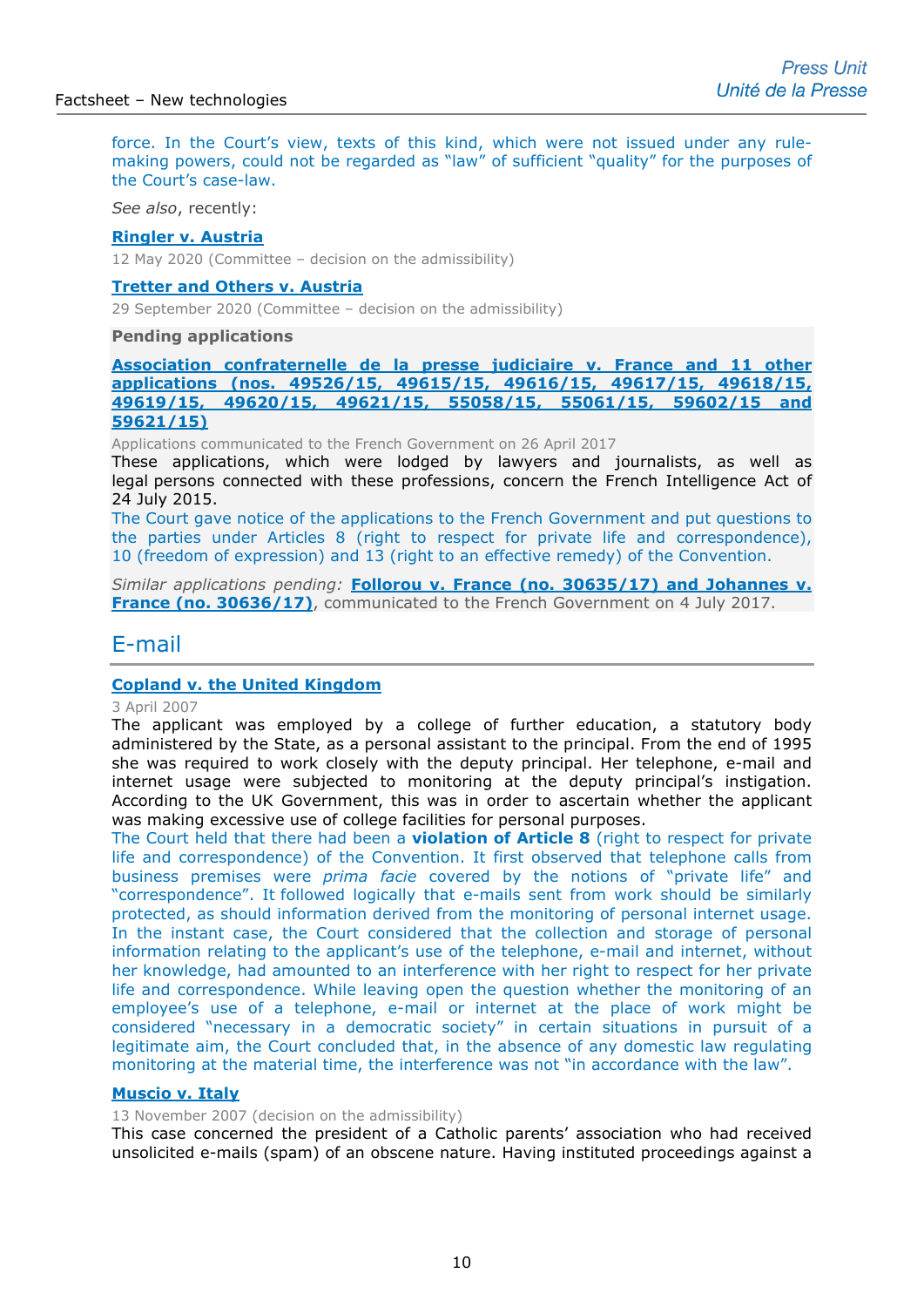force. In the Court's view, texts of this kind, which were not issued under any rule-making powers, could not be regarded as "law" of sufficient "quality" for the purposes of the Court's case-law.

*See also*, recently:

**Ringler v. Austria**

12 May 2020 (Committee – decision on the admissibility)

**Tretter and Others v. Austria**

29 September 2020 (Committee – decision on the admissibility)

**Pending applications**

**Association confraternelle de la presse judiciaire v. France and 11 other applications (nos. 49526/15, 49615/15, 49616/15, 49617/15, 49618/15, 49619/15, 49620/15, 49621/15, 55058/15, 55061/15, 59602/15 and 59621/15)**

Applications communicated to the French Government on 26 April 2017

These applications, which were lodged by lawyers and journalists, as well as legal persons connected with these professions, concern the French Intelligence Act of 24 July 2015.

The Court gave notice of the applications to the French Government and put questions to the parties under Articles 8 (right to respect for private life and correspondence), 10 (freedom of expression) and 13 (right to an effective remedy) of the Convention.

*Similar applications pending:* **Follorou v. France (no. 30635/17) and Johannes v. France (no. 30636/17)**, communicated to the French Government on 4 July 2017.

## E-mail

**Copland v. the United Kingdom**

3 April 2007

The applicant was employed by a college of further education, a statutory body administered by the State, as a personal assistant to the principal. From the end of 1995 she was required to work closely with the deputy principal. Her telephone, e-mail and internet usage were subjected to monitoring at the deputy principal's instigation. According to the UK Government, this was in order to ascertain whether the applicant was making excessive use of college facilities for personal purposes.

The Court held that there had been a **violation of Article 8** (right to respect for private life and correspondence) of the Convention. It first observed that telephone calls from business premises were *prima facie* covered by the notions of "private life" and "correspondence". It followed logically that e-mails sent from work should be similarly protected, as should information derived from the monitoring of personal internet usage. In the instant case, the Court considered that the collection and storage of personal information relating to the applicant's use of the telephone, e-mail and internet, without her knowledge, had amounted to an interference with her right to respect for her private life and correspondence. While leaving open the question whether the monitoring of an employee's use of a telephone, e-mail or internet at the place of work might be considered "necessary in a democratic society" in certain situations in pursuit of a legitimate aim, the Court concluded that, in the absence of any domestic law regulating monitoring at the material time, the interference was not "in accordance with the law".

**Muscio v. Italy**

13 November 2007 (decision on the admissibility)

This case concerned the president of a Catholic parents' association who had received unsolicited e-mails (spam) of an obscene nature. Having instituted proceedings against a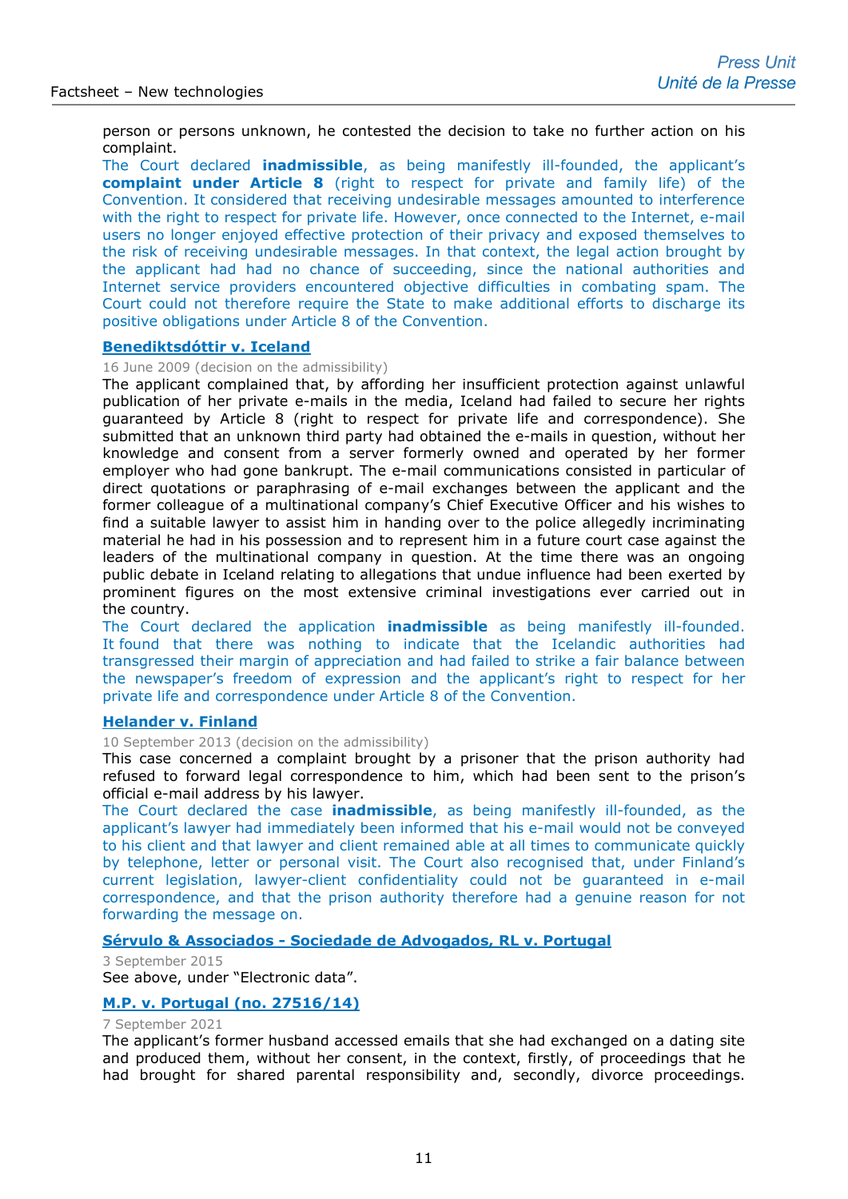person or persons unknown, he contested the decision to take no further action on his complaint.

The Court declared **inadmissible**, as being manifestly ill-founded, the applicant's **complaint under Article 8** (right to respect for private and family life) of the Convention. It considered that receiving undesirable messages amounted to interference with the right to respect for private life. However, once connected to the Internet, e-mail users no longer enjoyed effective protection of their privacy and exposed themselves to the risk of receiving undesirable messages. In that context, the legal action brought by the applicant had had no chance of succeeding, since the national authorities and Internet service providers encountered objective difficulties in combating spam. The Court could not therefore require the State to make additional efforts to discharge its positive obligations under Article 8 of the Convention.

**Benediktsdóttir v. Iceland**

16 June 2009 (decision on the admissibility)

The applicant complained that, by affording her insufficient protection against unlawful publication of her private e-mails in the media, Iceland had failed to secure her rights guaranteed by Article 8 (right to respect for private life and correspondence). She submitted that an unknown third party had obtained the e-mails in question, without her knowledge and consent from a server formerly owned and operated by her former employer who had gone bankrupt. The e-mail communications consisted in particular of direct quotations or paraphrasing of e-mail exchanges between the applicant and the former colleague of a multinational company's Chief Executive Officer and his wishes to find a suitable lawyer to assist him in handing over to the police allegedly incriminating material he had in his possession and to represent him in a future court case against the leaders of the multinational company in question. At the time there was an ongoing public debate in Iceland relating to allegations that undue influence had been exerted by prominent figures on the most extensive criminal investigations ever carried out in the country.

The Court declared the application **inadmissible** as being manifestly ill-founded. It found that there was nothing to indicate that the Icelandic authorities had transgressed their margin of appreciation and had failed to strike a fair balance between the newspaper's freedom of expression and the applicant's right to respect for her private life and correspondence under Article 8 of the Convention.

**Helander v. Finland**

10 September 2013 (decision on the admissibility)

This case concerned a complaint brought by a prisoner that the prison authority had refused to forward legal correspondence to him, which had been sent to the prison's official e-mail address by his lawyer.

The Court declared the case **inadmissible**, as being manifestly ill-founded, as the applicant's lawyer had immediately been informed that his e-mail would not be conveyed to his client and that lawyer and client remained able at all times to communicate quickly by telephone, letter or personal visit. The Court also recognised that, under Finland's current legislation, lawyer-client confidentiality could not be guaranteed in e-mail correspondence, and that the prison authority therefore had a genuine reason for not forwarding the message on.

**Sérvulo & Associados - Sociedade de Advogados, RL v. Portugal**

3 September 2015

See above, under "Electronic data".

**M.P. v. Portugal (no. 27516/14)**

7 September 2021

The applicant's former husband accessed emails that she had exchanged on a dating site and produced them, without her consent, in the context, firstly, of proceedings that he had brought for shared parental responsibility and, secondly, divorce proceedings.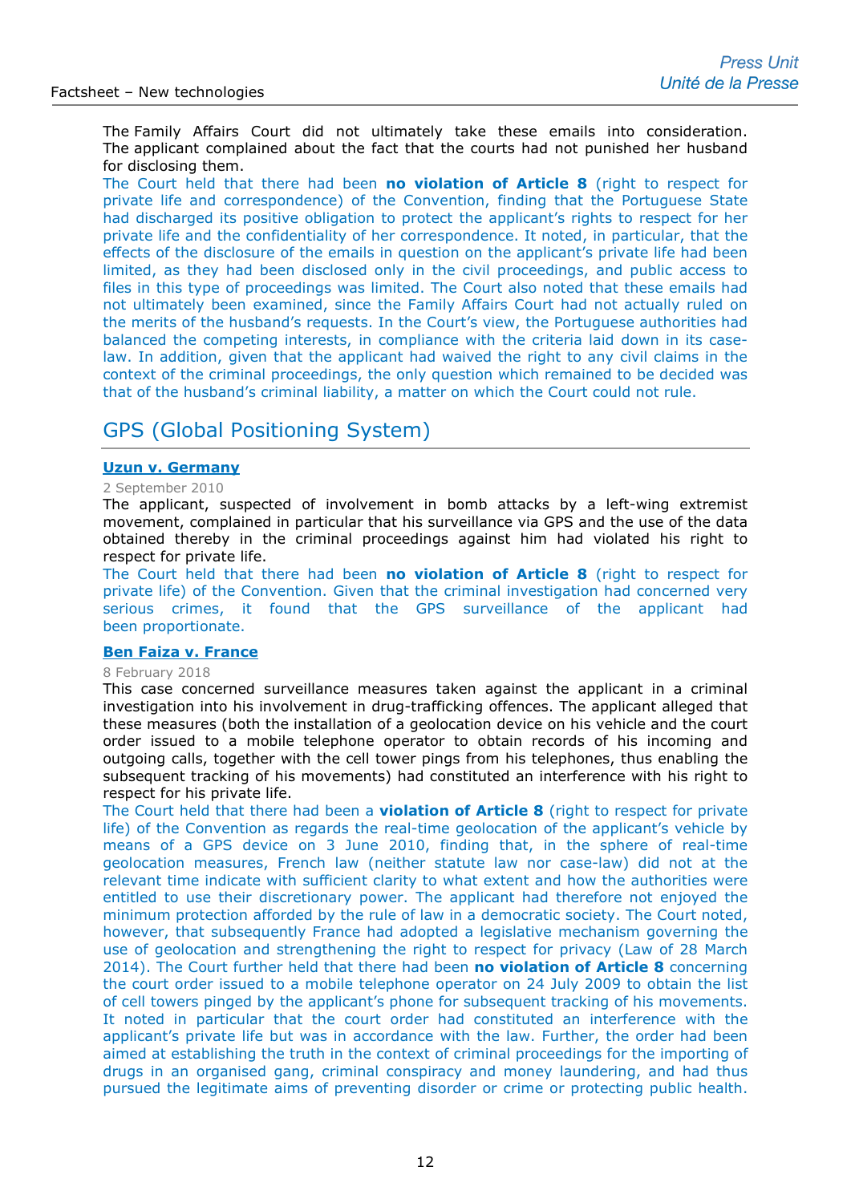The Family Affairs Court did not ultimately take these emails into consideration. The applicant complained about the fact that the courts had not punished her husband for disclosing them.

The Court held that there had been **no violation of Article 8** (right to respect for private life and correspondence) of the Convention, finding that the Portuguese State had discharged its positive obligation to protect the applicant's rights to respect for her private life and the confidentiality of her correspondence. It noted, in particular, that the effects of the disclosure of the emails in question on the applicant's private life had been limited, as they had been disclosed only in the civil proceedings, and public access to files in this type of proceedings was limited. The Court also noted that these emails had not ultimately been examined, since the Family Affairs Court had not actually ruled on the merits of the husband's requests. In the Court's view, the Portuguese authorities had balanced the competing interests, in compliance with the criteria laid down in its case-law. In addition, given that the applicant had waived the right to any civil claims in the context of the criminal proceedings, the only question which remained to be decided was that of the husband's criminal liability, a matter on which the Court could not rule.

## GPS (Global Positioning System)

### Uzun v. Germany

2 September 2010

The applicant, suspected of involvement in bomb attacks by a left-wing extremist movement, complained in particular that his surveillance via GPS and the use of the data obtained thereby in the criminal proceedings against him had violated his right to respect for private life.

The Court held that there had been **no violation of Article 8** (right to respect for private life) of the Convention. Given that the criminal investigation had concerned very serious crimes, it found that the GPS surveillance of the applicant had been proportionate.

### Ben Faiza v. France

8 February 2018

This case concerned surveillance measures taken against the applicant in a criminal investigation into his involvement in drug-trafficking offences. The applicant alleged that these measures (both the installation of a geolocation device on his vehicle and the court order issued to a mobile telephone operator to obtain records of his incoming and outgoing calls, together with the cell tower pings from his telephones, thus enabling the subsequent tracking of his movements) had constituted an interference with his right to respect for his private life.

The Court held that there had been a **violation of Article 8** (right to respect for private life) of the Convention as regards the real-time geolocation of the applicant's vehicle by means of a GPS device on 3 June 2010, finding that, in the sphere of real-time geolocation measures, French law (neither statute law nor case-law) did not at the relevant time indicate with sufficient clarity to what extent and how the authorities were entitled to use their discretionary power. The applicant had therefore not enjoyed the minimum protection afforded by the rule of law in a democratic society. The Court noted, however, that subsequently France had adopted a legislative mechanism governing the use of geolocation and strengthening the right to respect for privacy (Law of 28 March 2014). The Court further held that there had been **no violation of Article 8** concerning the court order issued to a mobile telephone operator on 24 July 2009 to obtain the list of cell towers pinged by the applicant's phone for subsequent tracking of his movements. It noted in particular that the court order had constituted an interference with the applicant's private life but was in accordance with the law. Further, the order had been aimed at establishing the truth in the context of criminal proceedings for the importing of drugs in an organised gang, criminal conspiracy and money laundering, and had thus pursued the legitimate aims of preventing disorder or crime or protecting public health.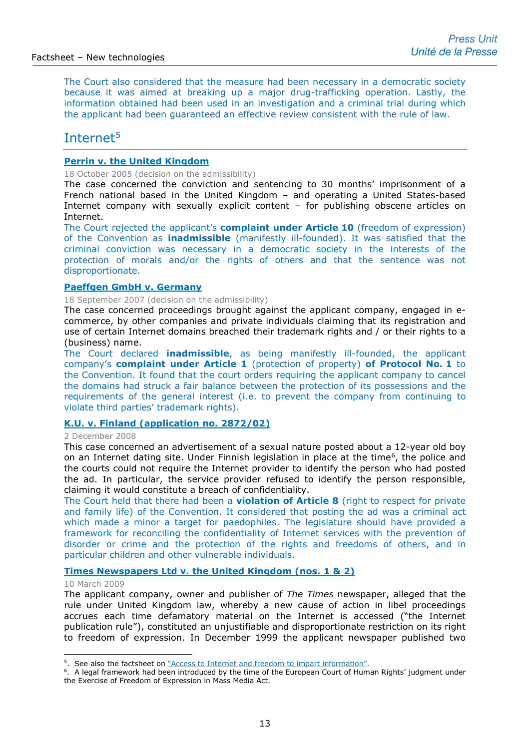The Court also considered that the measure had been necessary in a democratic society because it was aimed at breaking up a major drug-trafficking operation. Lastly, the information obtained had been used in an investigation and a criminal trial during which the applicant had been guaranteed an effective review consistent with the rule of law.

## Internet[5]

### Perrin v. the United Kingdom

18 October 2005 (decision on the admissibility)

The case concerned the conviction and sentencing to 30 months' imprisonment of a French national based in the United Kingdom – and operating a United States-based Internet company with sexually explicit content – for publishing obscene articles on Internet.

The Court rejected the applicant's **complaint under Article 10** (freedom of expression) of the Convention as **inadmissible** (manifestly ill-founded). It was satisfied that the criminal conviction was necessary in a democratic society in the interests of the protection of morals and/or the rights of others and that the sentence was not disproportionate.

### Paeffgen GmbH v. Germany

18 September 2007 (decision on the admissibility)

The case concerned proceedings brought against the applicant company, engaged in e-commerce, by other companies and private individuals claiming that its registration and use of certain Internet domains breached their trademark rights and / or their rights to a (business) name.

The Court declared **inadmissible**, as being manifestly ill-founded, the applicant company's **complaint under Article 1** (protection of property) **of Protocol No. 1** to the Convention. It found that the court orders requiring the applicant company to cancel the domains had struck a fair balance between the protection of its possessions and the requirements of the general interest (i.e. to prevent the company from continuing to violate third parties' trademark rights).

### K.U. v. Finland (application no. 2872/02)

2 December 2008

This case concerned an advertisement of a sexual nature posted about a 12-year old boy on an Internet dating site. Under Finnish legislation in place at the time[6], the police and the courts could not require the Internet provider to identify the person who had posted the ad. In particular, the service provider refused to identify the person responsible, claiming it would constitute a breach of confidentiality.

The Court held that there had been a **violation of Article 8** (right to respect for private and family life) of the Convention. It considered that posting the ad was a criminal act which made a minor a target for paedophiles. The legislature should have provided a framework for reconciling the confidentiality of Internet services with the prevention of disorder or crime and the protection of the rights and freedoms of others, and in particular children and other vulnerable individuals.

### Times Newspapers Ltd v. the United Kingdom (nos. 1 & 2)

10 March 2009

The applicant company, owner and publisher of *The Times* newspaper, alleged that the rule under United Kingdom law, whereby a new cause of action in libel proceedings accrues each time defamatory material on the Internet is accessed ("the Internet publication rule"), constituted an unjustifiable and disproportionate restriction on its right to freedom of expression. In December 1999 the applicant newspaper published two

---

[5]. See also the factsheet on "Access to Internet and freedom to impart information".

[6]. A legal framework had been introduced by the time of the European Court of Human Rights' judgment under the Exercise of Freedom of Expression in Mass Media Act.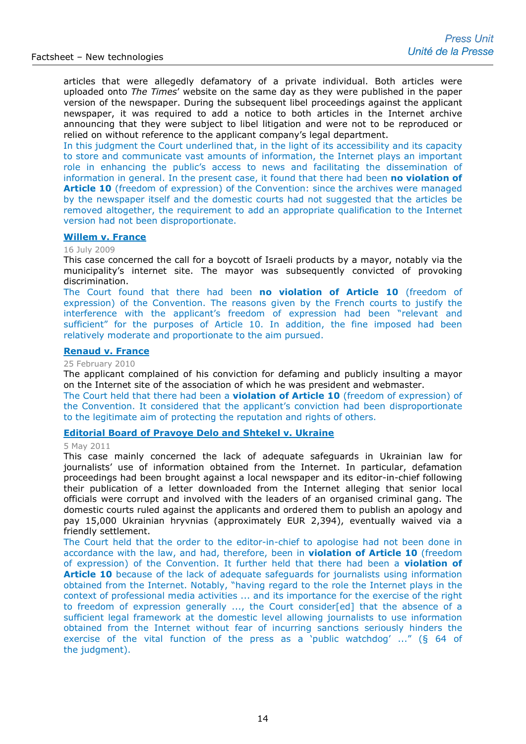articles that were allegedly defamatory of a private individual. Both articles were uploaded onto *The Times*' website on the same day as they were published in the paper version of the newspaper. During the subsequent libel proceedings against the applicant newspaper, it was required to add a notice to both articles in the Internet archive announcing that they were subject to libel litigation and were not to be reproduced or relied on without reference to the applicant company's legal department.

In this judgment the Court underlined that, in the light of its accessibility and its capacity to store and communicate vast amounts of information, the Internet plays an important role in enhancing the public's access to news and facilitating the dissemination of information in general. In the present case, it found that there had been **no violation of Article 10** (freedom of expression) of the Convention: since the archives were managed by the newspaper itself and the domestic courts had not suggested that the articles be removed altogether, the requirement to add an appropriate qualification to the Internet version had not been disproportionate.

**Willem v. France**

16 July 2009

This case concerned the call for a boycott of Israeli products by a mayor, notably via the municipality's internet site. The mayor was subsequently convicted of provoking discrimination.

The Court found that there had been **no violation of Article 10** (freedom of expression) of the Convention. The reasons given by the French courts to justify the interference with the applicant's freedom of expression had been "relevant and sufficient" for the purposes of Article 10. In addition, the fine imposed had been relatively moderate and proportionate to the aim pursued.

**Renaud v. France**

25 February 2010

The applicant complained of his conviction for defaming and publicly insulting a mayor on the Internet site of the association of which he was president and webmaster.

The Court held that there had been a **violation of Article 10** (freedom of expression) of the Convention. It considered that the applicant's conviction had been disproportionate to the legitimate aim of protecting the reputation and rights of others.

**Editorial Board of Pravoye Delo and Shtekel v. Ukraine**

5 May 2011

This case mainly concerned the lack of adequate safeguards in Ukrainian law for journalists' use of information obtained from the Internet. In particular, defamation proceedings had been brought against a local newspaper and its editor-in-chief following their publication of a letter downloaded from the Internet alleging that senior local officials were corrupt and involved with the leaders of an organised criminal gang. The domestic courts ruled against the applicants and ordered them to publish an apology and pay 15,000 Ukrainian hryvnias (approximately EUR 2,394), eventually waived via a friendly settlement.

The Court held that the order to the editor-in-chief to apologise had not been done in accordance with the law, and had, therefore, been in **violation of Article 10** (freedom of expression) of the Convention. It further held that there had been a **violation of Article 10** because of the lack of adequate safeguards for journalists using information obtained from the Internet. Notably, "having regard to the role the Internet plays in the context of professional media activities ... and its importance for the exercise of the right to freedom of expression generally ..., the Court consider[ed] that the absence of a sufficient legal framework at the domestic level allowing journalists to use information obtained from the Internet without fear of incurring sanctions seriously hinders the exercise of the vital function of the press as a 'public watchdog' ..." (§ 64 of the judgment).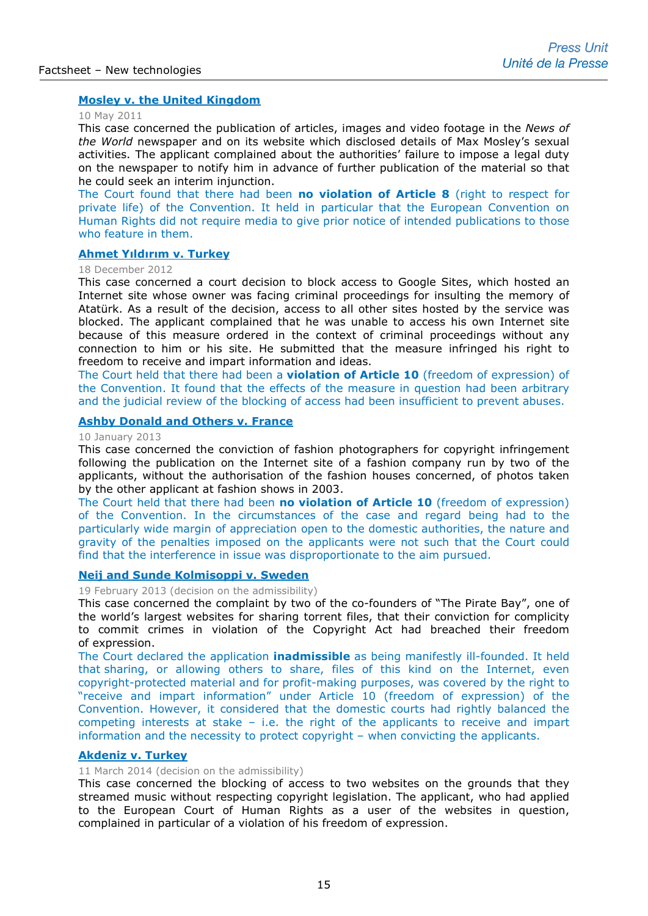### Mosley v. the United Kingdom

10 May 2011

This case concerned the publication of articles, images and video footage in the *News of the World* newspaper and on its website which disclosed details of Max Mosley's sexual activities. The applicant complained about the authorities' failure to impose a legal duty on the newspaper to notify him in advance of further publication of the material so that he could seek an interim injunction.

The Court found that there had been **no violation of Article 8** (right to respect for private life) of the Convention. It held in particular that the European Convention on Human Rights did not require media to give prior notice of intended publications to those who feature in them.

### Ahmet Yıldırım v. Turkey

18 December 2012

This case concerned a court decision to block access to Google Sites, which hosted an Internet site whose owner was facing criminal proceedings for insulting the memory of Atatürk. As a result of the decision, access to all other sites hosted by the service was blocked. The applicant complained that he was unable to access his own Internet site because of this measure ordered in the context of criminal proceedings without any connection to him or his site. He submitted that the measure infringed his right to freedom to receive and impart information and ideas.

The Court held that there had been a **violation of Article 10** (freedom of expression) of the Convention. It found that the effects of the measure in question had been arbitrary and the judicial review of the blocking of access had been insufficient to prevent abuses.

### Ashby Donald and Others v. France

10 January 2013

This case concerned the conviction of fashion photographers for copyright infringement following the publication on the Internet site of a fashion company run by two of the applicants, without the authorisation of the fashion houses concerned, of photos taken by the other applicant at fashion shows in 2003.

The Court held that there had been **no violation of Article 10** (freedom of expression) of the Convention. In the circumstances of the case and regard being had to the particularly wide margin of appreciation open to the domestic authorities, the nature and gravity of the penalties imposed on the applicants were not such that the Court could find that the interference in issue was disproportionate to the aim pursued.

### Neij and Sunde Kolmisoppi v. Sweden

19 February 2013 (decision on the admissibility)

This case concerned the complaint by two of the co-founders of "The Pirate Bay", one of the world's largest websites for sharing torrent files, that their conviction for complicity to commit crimes in violation of the Copyright Act had breached their freedom of expression.

The Court declared the application **inadmissible** as being manifestly ill-founded. It held that sharing, or allowing others to share, files of this kind on the Internet, even copyright-protected material and for profit-making purposes, was covered by the right to "receive and impart information" under Article 10 (freedom of expression) of the Convention. However, it considered that the domestic courts had rightly balanced the competing interests at stake – i.e. the right of the applicants to receive and impart information and the necessity to protect copyright – when convicting the applicants.

### Akdeniz v. Turkey

11 March 2014 (decision on the admissibility)

This case concerned the blocking of access to two websites on the grounds that they streamed music without respecting copyright legislation. The applicant, who had applied to the European Court of Human Rights as a user of the websites in question, complained in particular of a violation of his freedom of expression.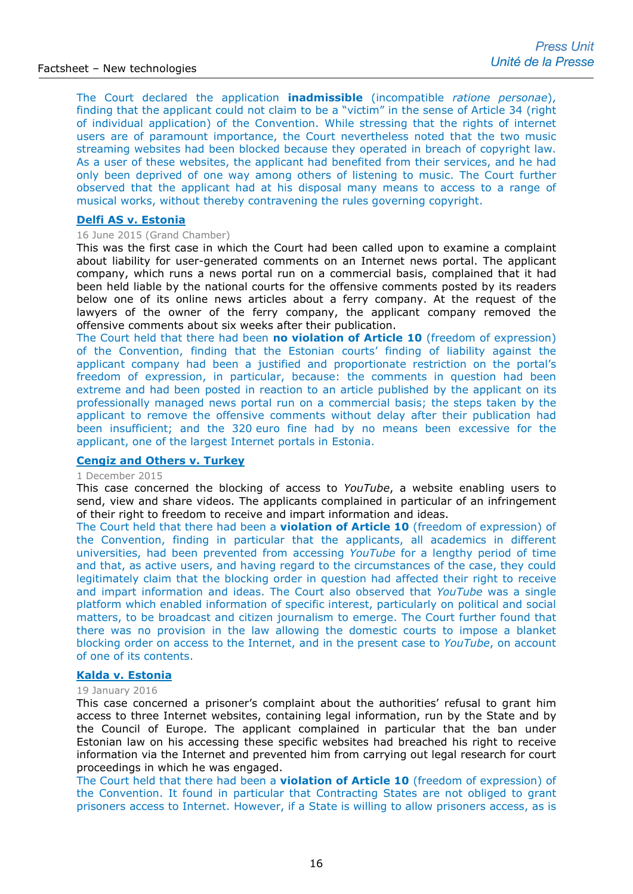The Court declared the application **inadmissible** (incompatible *ratione personae*), finding that the applicant could not claim to be a "victim" in the sense of Article 34 (right of individual application) of the Convention. While stressing that the rights of internet users are of paramount importance, the Court nevertheless noted that the two music streaming websites had been blocked because they operated in breach of copyright law. As a user of these websites, the applicant had benefited from their services, and he had only been deprived of one way among others of listening to music. The Court further observed that the applicant had at his disposal many means to access to a range of musical works, without thereby contravening the rules governing copyright.

### Delfi AS v. Estonia

16 June 2015 (Grand Chamber)

This was the first case in which the Court had been called upon to examine a complaint about liability for user-generated comments on an Internet news portal. The applicant company, which runs a news portal run on a commercial basis, complained that it had been held liable by the national courts for the offensive comments posted by its readers below one of its online news articles about a ferry company. At the request of the lawyers of the owner of the ferry company, the applicant company removed the offensive comments about six weeks after their publication.

The Court held that there had been **no violation of Article 10** (freedom of expression) of the Convention, finding that the Estonian courts' finding of liability against the applicant company had been a justified and proportionate restriction on the portal's freedom of expression, in particular, because: the comments in question had been extreme and had been posted in reaction to an article published by the applicant on its professionally managed news portal run on a commercial basis; the steps taken by the applicant to remove the offensive comments without delay after their publication had been insufficient; and the 320 euro fine had by no means been excessive for the applicant, one of the largest Internet portals in Estonia.

### Cengiz and Others v. Turkey

1 December 2015

This case concerned the blocking of access to *YouTube*, a website enabling users to send, view and share videos. The applicants complained in particular of an infringement of their right to freedom to receive and impart information and ideas.

The Court held that there had been a **violation of Article 10** (freedom of expression) of the Convention, finding in particular that the applicants, all academics in different universities, had been prevented from accessing *YouTube* for a lengthy period of time and that, as active users, and having regard to the circumstances of the case, they could legitimately claim that the blocking order in question had affected their right to receive and impart information and ideas. The Court also observed that *YouTube* was a single platform which enabled information of specific interest, particularly on political and social matters, to be broadcast and citizen journalism to emerge. The Court further found that there was no provision in the law allowing the domestic courts to impose a blanket blocking order on access to the Internet, and in the present case to *YouTube*, on account of one of its contents.

### Kalda v. Estonia

19 January 2016

This case concerned a prisoner's complaint about the authorities' refusal to grant him access to three Internet websites, containing legal information, run by the State and by the Council of Europe. The applicant complained in particular that the ban under Estonian law on his accessing these specific websites had breached his right to receive information via the Internet and prevented him from carrying out legal research for court proceedings in which he was engaged.

The Court held that there had been a **violation of Article 10** (freedom of expression) of the Convention. It found in particular that Contracting States are not obliged to grant prisoners access to Internet. However, if a State is willing to allow prisoners access, as is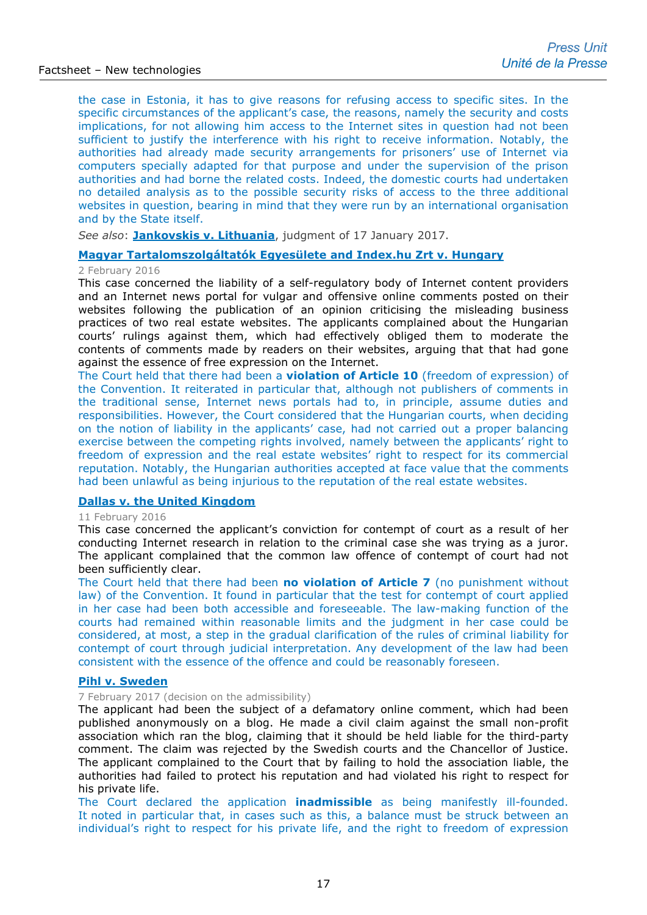the case in Estonia, it has to give reasons for refusing access to specific sites. In the specific circumstances of the applicant's case, the reasons, namely the security and costs implications, for not allowing him access to the Internet sites in question had not been sufficient to justify the interference with his right to receive information. Notably, the authorities had already made security arrangements for prisoners' use of Internet via computers specially adapted for that purpose and under the supervision of the prison authorities and had borne the related costs. Indeed, the domestic courts had undertaken no detailed analysis as to the possible security risks of access to the three additional websites in question, bearing in mind that they were run by an international organisation and by the State itself.

*See also*: **Jankovskis v. Lithuania**, judgment of 17 January 2017.

### Magyar Tartalomszolgáltatók Egyesülete and Index.hu Zrt v. Hungary

2 February 2016

This case concerned the liability of a self-regulatory body of Internet content providers and an Internet news portal for vulgar and offensive online comments posted on their websites following the publication of an opinion criticising the misleading business practices of two real estate websites. The applicants complained about the Hungarian courts' rulings against them, which had effectively obliged them to moderate the contents of comments made by readers on their websites, arguing that that had gone against the essence of free expression on the Internet.

The Court held that there had been a **violation of Article 10** (freedom of expression) of the Convention. It reiterated in particular that, although not publishers of comments in the traditional sense, Internet news portals had to, in principle, assume duties and responsibilities. However, the Court considered that the Hungarian courts, when deciding on the notion of liability in the applicants' case, had not carried out a proper balancing exercise between the competing rights involved, namely between the applicants' right to freedom of expression and the real estate websites' right to respect for its commercial reputation. Notably, the Hungarian authorities accepted at face value that the comments had been unlawful as being injurious to the reputation of the real estate websites.

### Dallas v. the United Kingdom

11 February 2016

This case concerned the applicant's conviction for contempt of court as a result of her conducting Internet research in relation to the criminal case she was trying as a juror. The applicant complained that the common law offence of contempt of court had not been sufficiently clear.

The Court held that there had been **no violation of Article 7** (no punishment without law) of the Convention. It found in particular that the test for contempt of court applied in her case had been both accessible and foreseeable. The law-making function of the courts had remained within reasonable limits and the judgment in her case could be considered, at most, a step in the gradual clarification of the rules of criminal liability for contempt of court through judicial interpretation. Any development of the law had been consistent with the essence of the offence and could be reasonably foreseen.

### Pihl v. Sweden

7 February 2017 (decision on the admissibility)

The applicant had been the subject of a defamatory online comment, which had been published anonymously on a blog. He made a civil claim against the small non-profit association which ran the blog, claiming that it should be held liable for the third-party comment. The claim was rejected by the Swedish courts and the Chancellor of Justice. The applicant complained to the Court that by failing to hold the association liable, the authorities had failed to protect his reputation and had violated his right to respect for his private life.

The Court declared the application **inadmissible** as being manifestly ill-founded. It noted in particular that, in cases such as this, a balance must be struck between an individual's right to respect for his private life, and the right to freedom of expression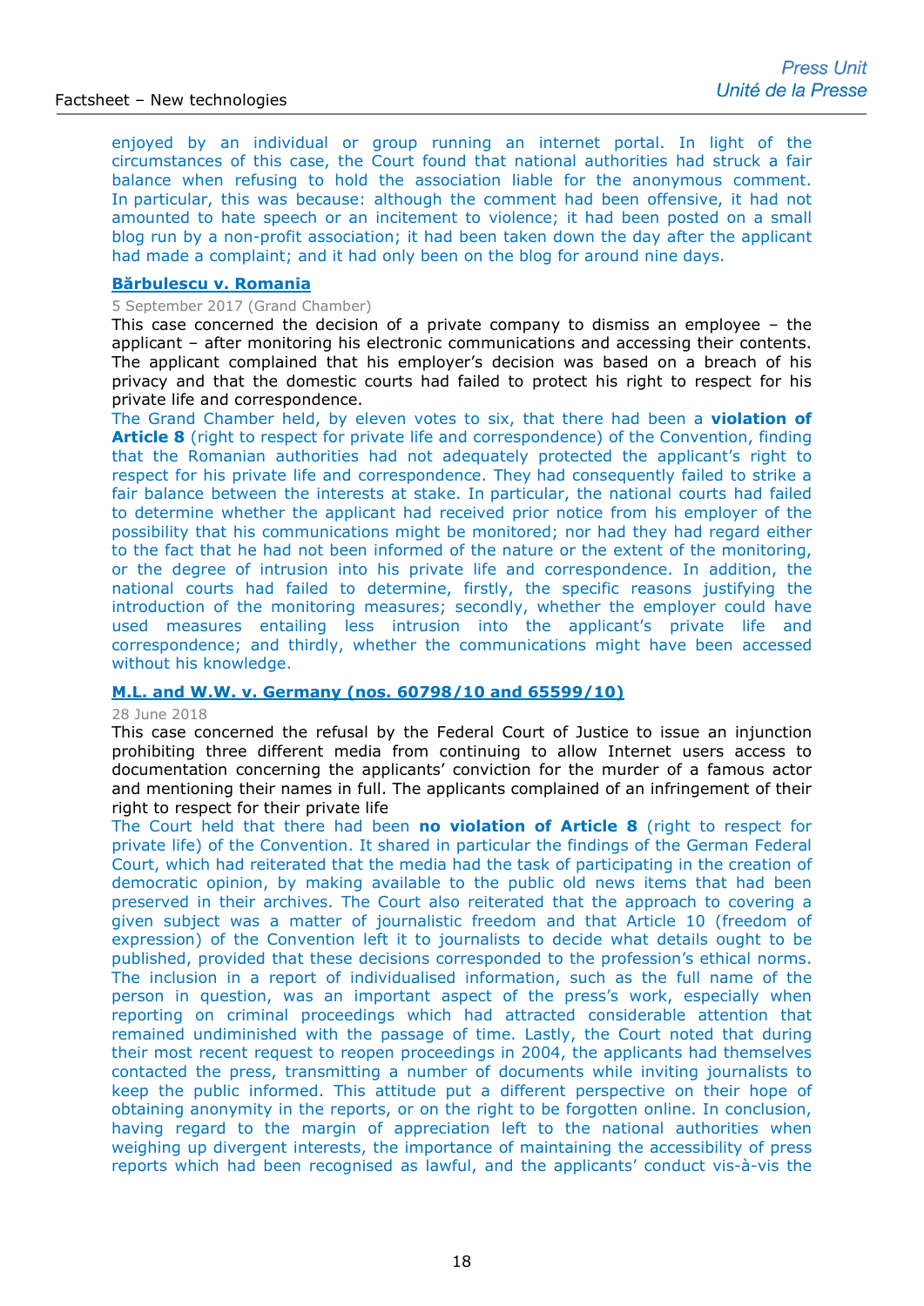enjoyed by an individual or group running an internet portal. In light of the circumstances of this case, the Court found that national authorities had struck a fair balance when refusing to hold the association liable for the anonymous comment. In particular, this was because: although the comment had been offensive, it had not amounted to hate speech or an incitement to violence; it had been posted on a small blog run by a non-profit association; it had been taken down the day after the applicant had made a complaint; and it had only been on the blog for around nine days.

**Bărbulescu v. Romania**

5 September 2017 (Grand Chamber)

This case concerned the decision of a private company to dismiss an employee – the applicant – after monitoring his electronic communications and accessing their contents. The applicant complained that his employer's decision was based on a breach of his privacy and that the domestic courts had failed to protect his right to respect for his private life and correspondence.

The Grand Chamber held, by eleven votes to six, that there had been a **violation of Article 8** (right to respect for private life and correspondence) of the Convention, finding that the Romanian authorities had not adequately protected the applicant's right to respect for his private life and correspondence. They had consequently failed to strike a fair balance between the interests at stake. In particular, the national courts had failed to determine whether the applicant had received prior notice from his employer of the possibility that his communications might be monitored; nor had they had regard either to the fact that he had not been informed of the nature or the extent of the monitoring, or the degree of intrusion into his private life and correspondence. In addition, the national courts had failed to determine, firstly, the specific reasons justifying the introduction of the monitoring measures; secondly, whether the employer could have used measures entailing less intrusion into the applicant's private life and correspondence; and thirdly, whether the communications might have been accessed without his knowledge.

**M.L. and W.W. v. Germany (nos. 60798/10 and 65599/10)**

28 June 2018

This case concerned the refusal by the Federal Court of Justice to issue an injunction prohibiting three different media from continuing to allow Internet users access to documentation concerning the applicants' conviction for the murder of a famous actor and mentioning their names in full. The applicants complained of an infringement of their right to respect for their private life

The Court held that there had been **no violation of Article 8** (right to respect for private life) of the Convention. It shared in particular the findings of the German Federal Court, which had reiterated that the media had the task of participating in the creation of democratic opinion, by making available to the public old news items that had been preserved in their archives. The Court also reiterated that the approach to covering a given subject was a matter of journalistic freedom and that Article 10 (freedom of expression) of the Convention left it to journalists to decide what details ought to be published, provided that these decisions corresponded to the profession's ethical norms. The inclusion in a report of individualised information, such as the full name of the person in question, was an important aspect of the press's work, especially when reporting on criminal proceedings which had attracted considerable attention that remained undiminished with the passage of time. Lastly, the Court noted that during their most recent request to reopen proceedings in 2004, the applicants had themselves contacted the press, transmitting a number of documents while inviting journalists to keep the public informed. This attitude put a different perspective on their hope of obtaining anonymity in the reports, or on the right to be forgotten online. In conclusion, having regard to the margin of appreciation left to the national authorities when weighing up divergent interests, the importance of maintaining the accessibility of press reports which had been recognised as lawful, and the applicants' conduct vis-à-vis the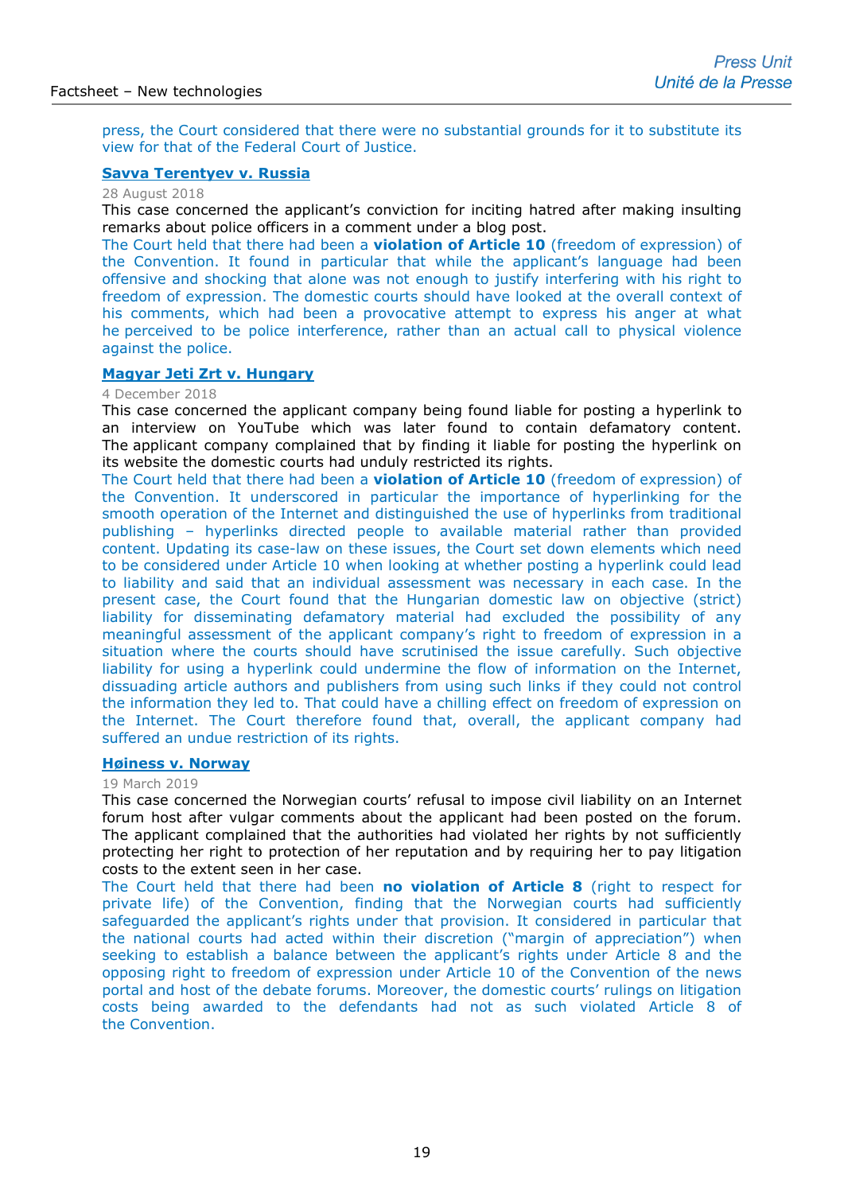press, the Court considered that there were no substantial grounds for it to substitute its view for that of the Federal Court of Justice.

### Savva Terentyev v. Russia

28 August 2018

This case concerned the applicant's conviction for inciting hatred after making insulting remarks about police officers in a comment under a blog post.

The Court held that there had been a **violation of Article 10** (freedom of expression) of the Convention. It found in particular that while the applicant's language had been offensive and shocking that alone was not enough to justify interfering with his right to freedom of expression. The domestic courts should have looked at the overall context of his comments, which had been a provocative attempt to express his anger at what he perceived to be police interference, rather than an actual call to physical violence against the police.

### Magyar Jeti Zrt v. Hungary

4 December 2018

This case concerned the applicant company being found liable for posting a hyperlink to an interview on YouTube which was later found to contain defamatory content. The applicant company complained that by finding it liable for posting the hyperlink on its website the domestic courts had unduly restricted its rights.

The Court held that there had been a **violation of Article 10** (freedom of expression) of the Convention. It underscored in particular the importance of hyperlinking for the smooth operation of the Internet and distinguished the use of hyperlinks from traditional publishing – hyperlinks directed people to available material rather than provided content. Updating its case-law on these issues, the Court set down elements which need to be considered under Article 10 when looking at whether posting a hyperlink could lead to liability and said that an individual assessment was necessary in each case. In the present case, the Court found that the Hungarian domestic law on objective (strict) liability for disseminating defamatory material had excluded the possibility of any meaningful assessment of the applicant company's right to freedom of expression in a situation where the courts should have scrutinised the issue carefully. Such objective liability for using a hyperlink could undermine the flow of information on the Internet, dissuading article authors and publishers from using such links if they could not control the information they led to. That could have a chilling effect on freedom of expression on the Internet. The Court therefore found that, overall, the applicant company had suffered an undue restriction of its rights.

### Høiness v. Norway

19 March 2019

This case concerned the Norwegian courts' refusal to impose civil liability on an Internet forum host after vulgar comments about the applicant had been posted on the forum. The applicant complained that the authorities had violated her rights by not sufficiently protecting her right to protection of her reputation and by requiring her to pay litigation costs to the extent seen in her case.

The Court held that there had been **no violation of Article 8** (right to respect for private life) of the Convention, finding that the Norwegian courts had sufficiently safeguarded the applicant's rights under that provision. It considered in particular that the national courts had acted within their discretion ("margin of appreciation") when seeking to establish a balance between the applicant's rights under Article 8 and the opposing right to freedom of expression under Article 10 of the Convention of the news portal and host of the debate forums. Moreover, the domestic courts' rulings on litigation costs being awarded to the defendants had not as such violated Article 8 of the Convention.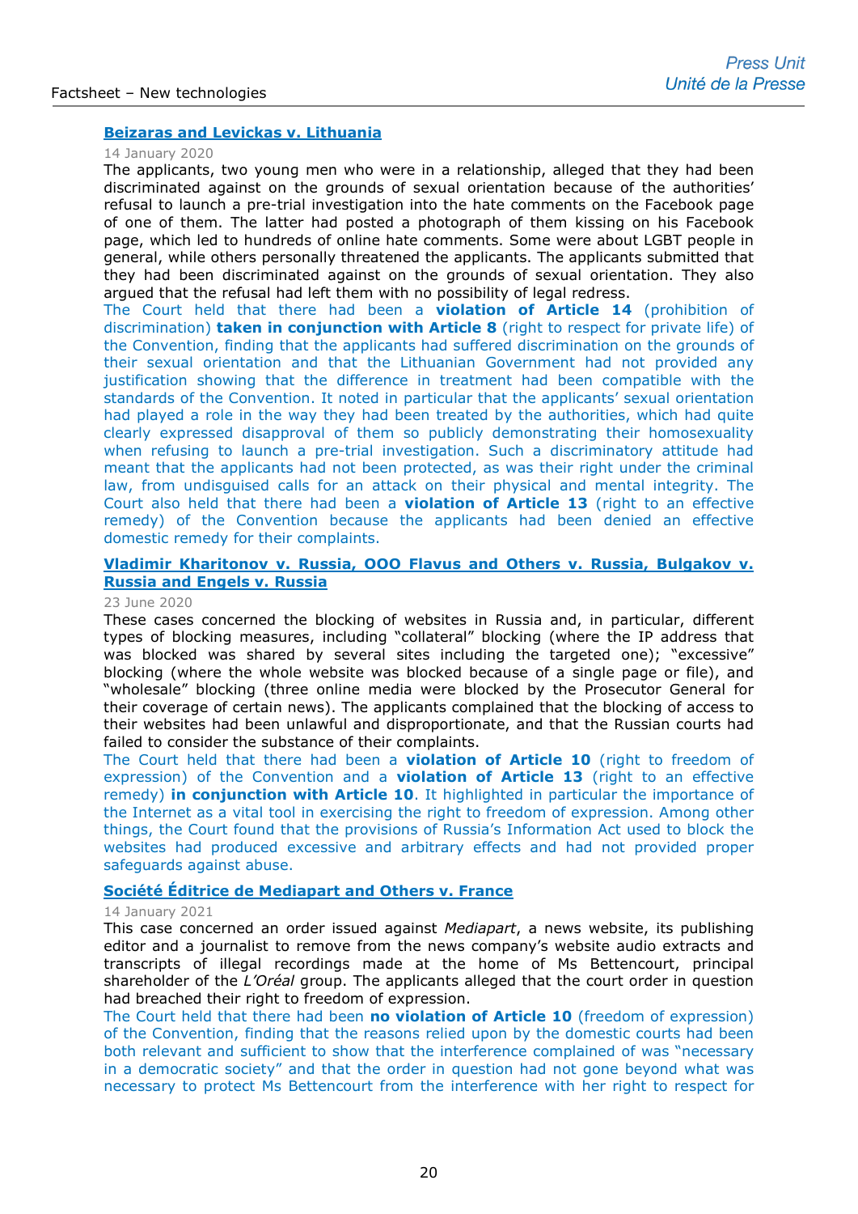### [Beizaras and Levickas v. Lithuania](#)

14 January 2020

The applicants, two young men who were in a relationship, alleged that they had been discriminated against on the grounds of sexual orientation because of the authorities' refusal to launch a pre-trial investigation into the hate comments on the Facebook page of one of them. The latter had posted a photograph of them kissing on his Facebook page, which led to hundreds of online hate comments. Some were about LGBT people in general, while others personally threatened the applicants. The applicants submitted that they had been discriminated against on the grounds of sexual orientation. They also argued that the refusal had left them with no possibility of legal redress.

The Court held that there had been a **violation of Article 14** (prohibition of discrimination) **taken in conjunction with Article 8** (right to respect for private life) of the Convention, finding that the applicants had suffered discrimination on the grounds of their sexual orientation and that the Lithuanian Government had not provided any justification showing that the difference in treatment had been compatible with the standards of the Convention. It noted in particular that the applicants' sexual orientation had played a role in the way they had been treated by the authorities, which had quite clearly expressed disapproval of them so publicly demonstrating their homosexuality when refusing to launch a pre-trial investigation. Such a discriminatory attitude had meant that the applicants had not been protected, as was their right under the criminal law, from undisguised calls for an attack on their physical and mental integrity. The Court also held that there had been a **violation of Article 13** (right to an effective remedy) of the Convention because the applicants had been denied an effective domestic remedy for their complaints.

### [Vladimir Kharitonov v. Russia, OOO Flavus and Others v. Russia, Bulgakov v. Russia and Engels v. Russia](#)

23 June 2020

These cases concerned the blocking of websites in Russia and, in particular, different types of blocking measures, including "collateral" blocking (where the IP address that was blocked was shared by several sites including the targeted one); "excessive" blocking (where the whole website was blocked because of a single page or file), and "wholesale" blocking (three online media were blocked by the Prosecutor General for their coverage of certain news). The applicants complained that the blocking of access to their websites had been unlawful and disproportionate, and that the Russian courts had failed to consider the substance of their complaints.

The Court held that there had been a **violation of Article 10** (right to freedom of expression) of the Convention and a **violation of Article 13** (right to an effective remedy) **in conjunction with Article 10**. It highlighted in particular the importance of the Internet as a vital tool in exercising the right to freedom of expression. Among other things, the Court found that the provisions of Russia's Information Act used to block the websites had produced excessive and arbitrary effects and had not provided proper safeguards against abuse.

### [Société Éditrice de Mediapart and Others v. France](#)

14 January 2021

This case concerned an order issued against *Mediapart*, a news website, its publishing editor and a journalist to remove from the news company's website audio extracts and transcripts of illegal recordings made at the home of Ms Bettencourt, principal shareholder of the *L'Oréal* group. The applicants alleged that the court order in question had breached their right to freedom of expression.

The Court held that there had been **no violation of Article 10** (freedom of expression) of the Convention, finding that the reasons relied upon by the domestic courts had been both relevant and sufficient to show that the interference complained of was "necessary in a democratic society" and that the order in question had not gone beyond what was necessary to protect Ms Bettencourt from the interference with her right to respect for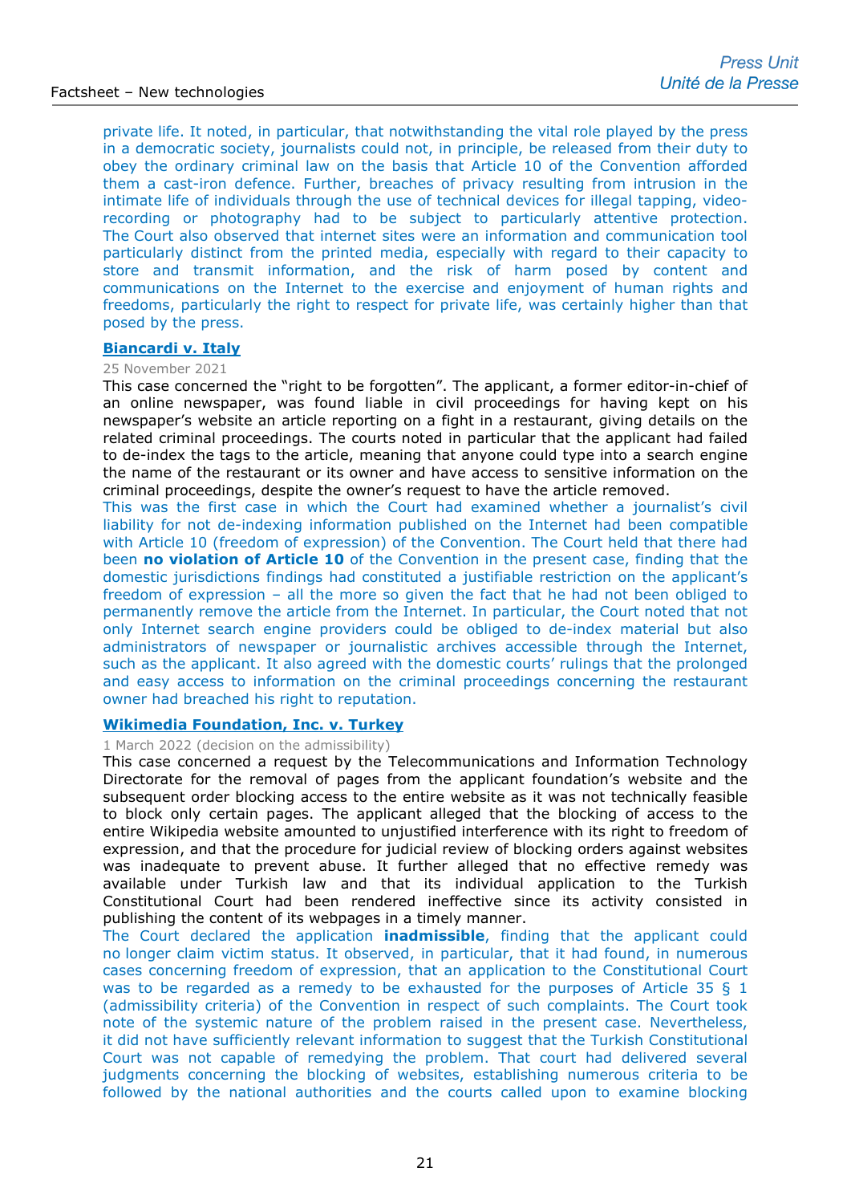private life. It noted, in particular, that notwithstanding the vital role played by the press in a democratic society, journalists could not, in principle, be released from their duty to obey the ordinary criminal law on the basis that Article 10 of the Convention afforded them a cast-iron defence. Further, breaches of privacy resulting from intrusion in the intimate life of individuals through the use of technical devices for illegal tapping, video-recording or photography had to be subject to particularly attentive protection. The Court also observed that internet sites were an information and communication tool particularly distinct from the printed media, especially with regard to their capacity to store and transmit information, and the risk of harm posed by content and communications on the Internet to the exercise and enjoyment of human rights and freedoms, particularly the right to respect for private life, was certainly higher than that posed by the press.

**Biancardi v. Italy**

25 November 2021

This case concerned the "right to be forgotten". The applicant, a former editor-in-chief of an online newspaper, was found liable in civil proceedings for having kept on his newspaper's website an article reporting on a fight in a restaurant, giving details on the related criminal proceedings. The courts noted in particular that the applicant had failed to de-index the tags to the article, meaning that anyone could type into a search engine the name of the restaurant or its owner and have access to sensitive information on the criminal proceedings, despite the owner's request to have the article removed.

This was the first case in which the Court had examined whether a journalist's civil liability for not de-indexing information published on the Internet had been compatible with Article 10 (freedom of expression) of the Convention. The Court held that there had been **no violation of Article 10** of the Convention in the present case, finding that the domestic jurisdictions findings had constituted a justifiable restriction on the applicant's freedom of expression – all the more so given the fact that he had not been obliged to permanently remove the article from the Internet. In particular, the Court noted that not only Internet search engine providers could be obliged to de-index material but also administrators of newspaper or journalistic archives accessible through the Internet, such as the applicant. It also agreed with the domestic courts' rulings that the prolonged and easy access to information on the criminal proceedings concerning the restaurant owner had breached his right to reputation.

**Wikimedia Foundation, Inc. v. Turkey**

1 March 2022 (decision on the admissibility)

This case concerned a request by the Telecommunications and Information Technology Directorate for the removal of pages from the applicant foundation's website and the subsequent order blocking access to the entire website as it was not technically feasible to block only certain pages. The applicant alleged that the blocking of access to the entire Wikipedia website amounted to unjustified interference with its right to freedom of expression, and that the procedure for judicial review of blocking orders against websites was inadequate to prevent abuse. It further alleged that no effective remedy was available under Turkish law and that its individual application to the Turkish Constitutional Court had been rendered ineffective since its activity consisted in publishing the content of its webpages in a timely manner.

The Court declared the application **inadmissible**, finding that the applicant could no longer claim victim status. It observed, in particular, that it had found, in numerous cases concerning freedom of expression, that an application to the Constitutional Court was to be regarded as a remedy to be exhausted for the purposes of Article 35 § 1 (admissibility criteria) of the Convention in respect of such complaints. The Court took note of the systemic nature of the problem raised in the present case. Nevertheless, it did not have sufficiently relevant information to suggest that the Turkish Constitutional Court was not capable of remedying the problem. That court had delivered several judgments concerning the blocking of websites, establishing numerous criteria to be followed by the national authorities and the courts called upon to examine blocking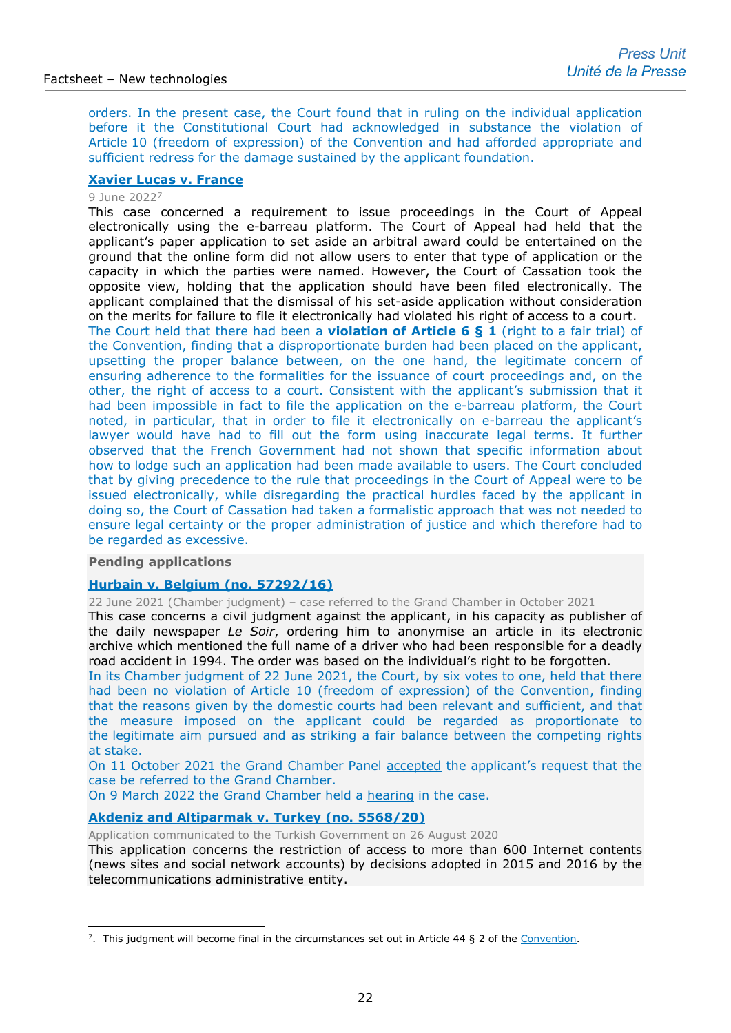orders. In the present case, the Court found that in ruling on the individual application before it the Constitutional Court had acknowledged in substance the violation of Article 10 (freedom of expression) of the Convention and had afforded appropriate and sufficient redress for the damage sustained by the applicant foundation.

### Xavier Lucas v. France

9 June 2022[7]

This case concerned a requirement to issue proceedings in the Court of Appeal electronically using the e-barreau platform. The Court of Appeal had held that the applicant's paper application to set aside an arbitral award could be entertained on the ground that the online form did not allow users to enter that type of application or the capacity in which the parties were named. However, the Court of Cassation took the opposite view, holding that the application should have been filed electronically. The applicant complained that the dismissal of his set-aside application without consideration on the merits for failure to file it electronically had violated his right of access to a court.

The Court held that there had been a **violation of Article 6 § 1** (right to a fair trial) of the Convention, finding that a disproportionate burden had been placed on the applicant, upsetting the proper balance between, on the one hand, the legitimate concern of ensuring adherence to the formalities for the issuance of court proceedings and, on the other, the right of access to a court. Consistent with the applicant's submission that it had been impossible in fact to file the application on the e-barreau platform, the Court noted, in particular, that in order to file it electronically on e-barreau the applicant's lawyer would have had to fill out the form using inaccurate legal terms. It further observed that the French Government had not shown that specific information about how to lodge such an application had been made available to users. The Court concluded that by giving precedence to the rule that proceedings in the Court of Appeal were to be issued electronically, while disregarding the practical hurdles faced by the applicant in doing so, the Court of Cassation had taken a formalistic approach that was not needed to ensure legal certainty or the proper administration of justice and which therefore had to be regarded as excessive.

## Pending applications

### Hurbain v. Belgium (no. 57292/16)

22 June 2021 (Chamber judgment) – case referred to the Grand Chamber in October 2021

This case concerns a civil judgment against the applicant, in his capacity as publisher of the daily newspaper *Le Soir*, ordering him to anonymise an article in its electronic archive which mentioned the full name of a driver who had been responsible for a deadly road accident in 1994. The order was based on the individual's right to be forgotten.

In its Chamber judgment of 22 June 2021, the Court, by six votes to one, held that there had been no violation of Article 10 (freedom of expression) of the Convention, finding that the reasons given by the domestic courts had been relevant and sufficient, and that the measure imposed on the applicant could be regarded as proportionate to the legitimate aim pursued and as striking a fair balance between the competing rights at stake.

On 11 October 2021 the Grand Chamber Panel accepted the applicant's request that the case be referred to the Grand Chamber.

On 9 March 2022 the Grand Chamber held a hearing in the case.

### Akdeniz and Altiparmak v. Turkey (no. 5568/20)

Application communicated to the Turkish Government on 26 August 2020

This application concerns the restriction of access to more than 600 Internet contents (news sites and social network accounts) by decisions adopted in 2015 and 2016 by the telecommunications administrative entity.

---

[7]. This judgment will become final in the circumstances set out in Article 44 § 2 of the Convention.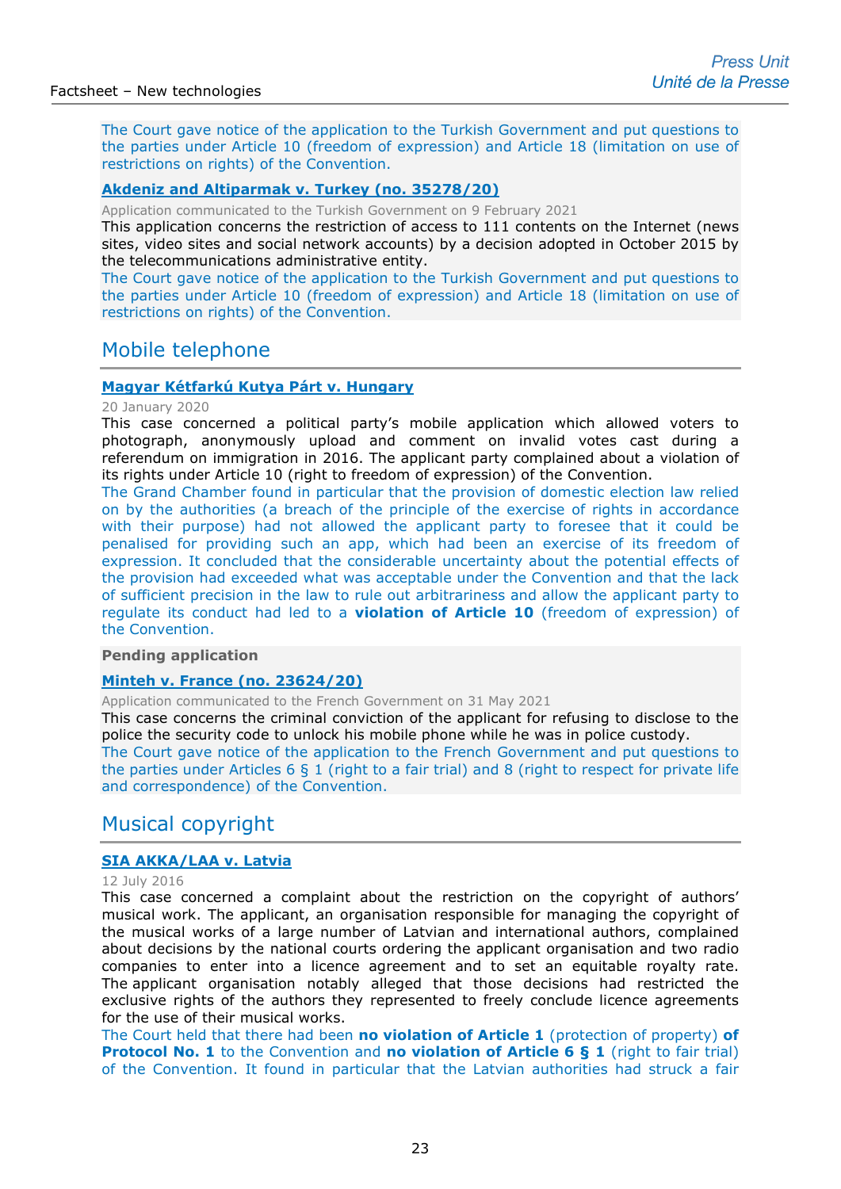The Court gave notice of the application to the Turkish Government and put questions to the parties under Article 10 (freedom of expression) and Article 18 (limitation on use of restrictions on rights) of the Convention.

**Akdeniz and Altiparmak v. Turkey (no. 35278/20)**

Application communicated to the Turkish Government on 9 February 2021

This application concerns the restriction of access to 111 contents on the Internet (news sites, video sites and social network accounts) by a decision adopted in October 2015 by the telecommunications administrative entity.

The Court gave notice of the application to the Turkish Government and put questions to the parties under Article 10 (freedom of expression) and Article 18 (limitation on use of restrictions on rights) of the Convention.

## Mobile telephone

**Magyar Kétfarkú Kutya Párt v. Hungary**

20 January 2020

This case concerned a political party's mobile application which allowed voters to photograph, anonymously upload and comment on invalid votes cast during a referendum on immigration in 2016. The applicant party complained about a violation of its rights under Article 10 (right to freedom of expression) of the Convention.

The Grand Chamber found in particular that the provision of domestic election law relied on by the authorities (a breach of the principle of the exercise of rights in accordance with their purpose) had not allowed the applicant party to foresee that it could be penalised for providing such an app, which had been an exercise of its freedom of expression. It concluded that the considerable uncertainty about the potential effects of the provision had exceeded what was acceptable under the Convention and that the lack of sufficient precision in the law to rule out arbitrariness and allow the applicant party to regulate its conduct had led to a **violation of Article 10** (freedom of expression) of the Convention.

**Pending application**

**Minteh v. France (no. 23624/20)**

Application communicated to the French Government on 31 May 2021

This case concerns the criminal conviction of the applicant for refusing to disclose to the police the security code to unlock his mobile phone while he was in police custody.

The Court gave notice of the application to the French Government and put questions to the parties under Articles 6 § 1 (right to a fair trial) and 8 (right to respect for private life and correspondence) of the Convention.

## Musical copyright

**SIA AKKA/LAA v. Latvia**

12 July 2016

This case concerned a complaint about the restriction on the copyright of authors' musical work. The applicant, an organisation responsible for managing the copyright of the musical works of a large number of Latvian and international authors, complained about decisions by the national courts ordering the applicant organisation and two radio companies to enter into a licence agreement and to set an equitable royalty rate. The applicant organisation notably alleged that those decisions had restricted the exclusive rights of the authors they represented to freely conclude licence agreements for the use of their musical works.

The Court held that there had been **no violation of Article 1** (protection of property) **of Protocol No. 1** to the Convention and **no violation of Article 6 § 1** (right to fair trial) of the Convention. It found in particular that the Latvian authorities had struck a fair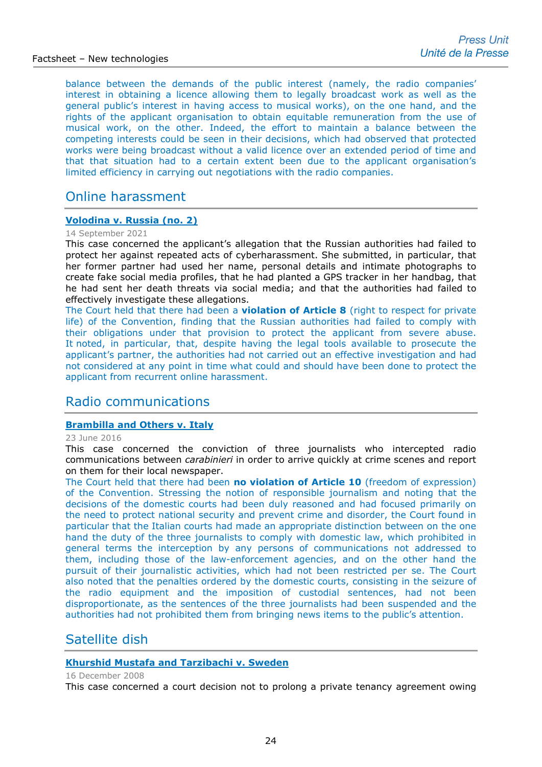balance between the demands of the public interest (namely, the radio companies' interest in obtaining a licence allowing them to legally broadcast work as well as the general public's interest in having access to musical works), on the one hand, and the rights of the applicant organisation to obtain equitable remuneration from the use of musical work, on the other. Indeed, the effort to maintain a balance between the competing interests could be seen in their decisions, which had observed that protected works were being broadcast without a valid licence over an extended period of time and that that situation had to a certain extent been due to the applicant organisation's limited efficiency in carrying out negotiations with the radio companies.

## Online harassment

### Volodina v. Russia (no. 2)

14 September 2021

This case concerned the applicant's allegation that the Russian authorities had failed to protect her against repeated acts of cyberharassment. She submitted, in particular, that her former partner had used her name, personal details and intimate photographs to create fake social media profiles, that he had planted a GPS tracker in her handbag, that he had sent her death threats via social media; and that the authorities had failed to effectively investigate these allegations.

The Court held that there had been a **violation of Article 8** (right to respect for private life) of the Convention, finding that the Russian authorities had failed to comply with their obligations under that provision to protect the applicant from severe abuse. It noted, in particular, that, despite having the legal tools available to prosecute the applicant's partner, the authorities had not carried out an effective investigation and had not considered at any point in time what could and should have been done to protect the applicant from recurrent online harassment.

## Radio communications

### Brambilla and Others v. Italy

23 June 2016

This case concerned the conviction of three journalists who intercepted radio communications between *carabinieri* in order to arrive quickly at crime scenes and report on them for their local newspaper.

The Court held that there had been **no violation of Article 10** (freedom of expression) of the Convention. Stressing the notion of responsible journalism and noting that the decisions of the domestic courts had been duly reasoned and had focused primarily on the need to protect national security and prevent crime and disorder, the Court found in particular that the Italian courts had made an appropriate distinction between on the one hand the duty of the three journalists to comply with domestic law, which prohibited in general terms the interception by any persons of communications not addressed to them, including those of the law-enforcement agencies, and on the other hand the pursuit of their journalistic activities, which had not been restricted per se. The Court also noted that the penalties ordered by the domestic courts, consisting in the seizure of the radio equipment and the imposition of custodial sentences, had not been disproportionate, as the sentences of the three journalists had been suspended and the authorities had not prohibited them from bringing news items to the public's attention.

## Satellite dish

### Khurshid Mustafa and Tarzibachi v. Sweden

16 December 2008

This case concerned a court decision not to prolong a private tenancy agreement owing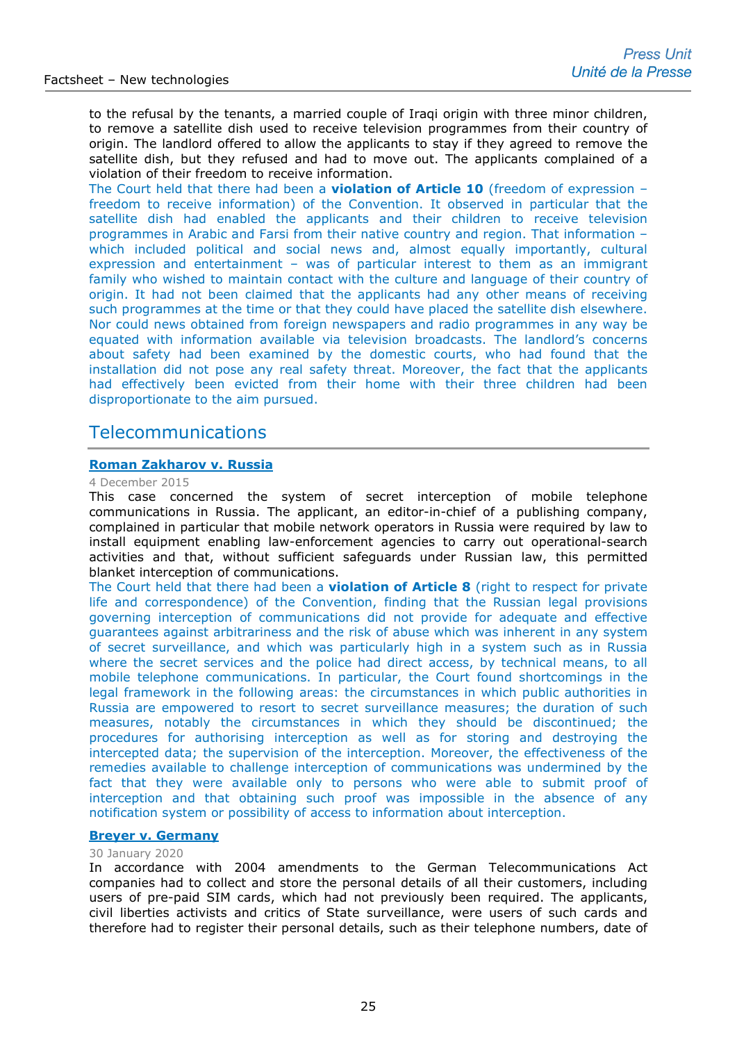to the refusal by the tenants, a married couple of Iraqi origin with three minor children, to remove a satellite dish used to receive television programmes from their country of origin. The landlord offered to allow the applicants to stay if they agreed to remove the satellite dish, but they refused and had to move out. The applicants complained of a violation of their freedom to receive information.

The Court held that there had been a **violation of Article 10** (freedom of expression – freedom to receive information) of the Convention. It observed in particular that the satellite dish had enabled the applicants and their children to receive television programmes in Arabic and Farsi from their native country and region. That information – which included political and social news and, almost equally importantly, cultural expression and entertainment – was of particular interest to them as an immigrant family who wished to maintain contact with the culture and language of their country of origin. It had not been claimed that the applicants had any other means of receiving such programmes at the time or that they could have placed the satellite dish elsewhere. Nor could news obtained from foreign newspapers and radio programmes in any way be equated with information available via television broadcasts. The landlord's concerns about safety had been examined by the domestic courts, who had found that the installation did not pose any real safety threat. Moreover, the fact that the applicants had effectively been evicted from their home with their three children had been disproportionate to the aim pursued.

## Telecommunications

**Roman Zakharov v. Russia**

4 December 2015

This case concerned the system of secret interception of mobile telephone communications in Russia. The applicant, an editor-in-chief of a publishing company, complained in particular that mobile network operators in Russia were required by law to install equipment enabling law-enforcement agencies to carry out operational-search activities and that, without sufficient safeguards under Russian law, this permitted blanket interception of communications.

The Court held that there had been a **violation of Article 8** (right to respect for private life and correspondence) of the Convention, finding that the Russian legal provisions governing interception of communications did not provide for adequate and effective guarantees against arbitrariness and the risk of abuse which was inherent in any system of secret surveillance, and which was particularly high in a system such as in Russia where the secret services and the police had direct access, by technical means, to all mobile telephone communications. In particular, the Court found shortcomings in the legal framework in the following areas: the circumstances in which public authorities in Russia are empowered to resort to secret surveillance measures; the duration of such measures, notably the circumstances in which they should be discontinued; the procedures for authorising interception as well as for storing and destroying the intercepted data; the supervision of the interception. Moreover, the effectiveness of the remedies available to challenge interception of communications was undermined by the fact that they were available only to persons who were able to submit proof of interception and that obtaining such proof was impossible in the absence of any notification system or possibility of access to information about interception.

**Breyer v. Germany**

30 January 2020

In accordance with 2004 amendments to the German Telecommunications Act companies had to collect and store the personal details of all their customers, including users of pre-paid SIM cards, which had not previously been required. The applicants, civil liberties activists and critics of State surveillance, were users of such cards and therefore had to register their personal details, such as their telephone numbers, date of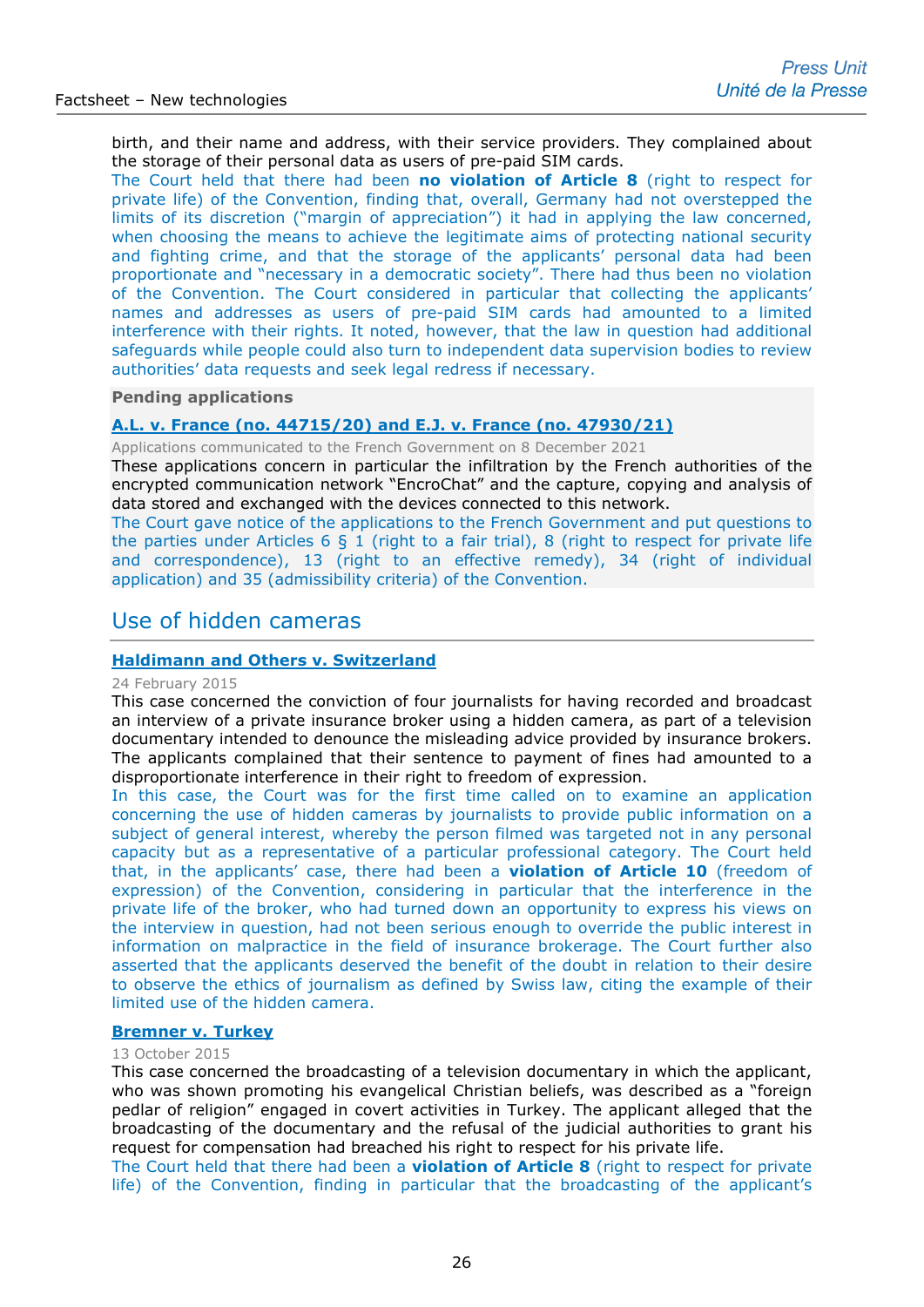birth, and their name and address, with their service providers. They complained about the storage of their personal data as users of pre-paid SIM cards.

The Court held that there had been **no violation of Article 8** (right to respect for private life) of the Convention, finding that, overall, Germany had not overstepped the limits of its discretion ("margin of appreciation") it had in applying the law concerned, when choosing the means to achieve the legitimate aims of protecting national security and fighting crime, and that the storage of the applicants' personal data had been proportionate and "necessary in a democratic society". There had thus been no violation of the Convention. The Court considered in particular that collecting the applicants' names and addresses as users of pre-paid SIM cards had amounted to a limited interference with their rights. It noted, however, that the law in question had additional safeguards while people could also turn to independent data supervision bodies to review authorities' data requests and seek legal redress if necessary.

**Pending applications**

**A.L. v. France (no. 44715/20) and E.J. v. France (no. 47930/21)**

Applications communicated to the French Government on 8 December 2021

These applications concern in particular the infiltration by the French authorities of the encrypted communication network "EncroChat" and the capture, copying and analysis of data stored and exchanged with the devices connected to this network.

The Court gave notice of the applications to the French Government and put questions to the parties under Articles 6 § 1 (right to a fair trial), 8 (right to respect for private life and correspondence), 13 (right to an effective remedy), 34 (right of individual application) and 35 (admissibility criteria) of the Convention.

## Use of hidden cameras

**Haldimann and Others v. Switzerland**

24 February 2015

This case concerned the conviction of four journalists for having recorded and broadcast an interview of a private insurance broker using a hidden camera, as part of a television documentary intended to denounce the misleading advice provided by insurance brokers. The applicants complained that their sentence to payment of fines had amounted to a disproportionate interference in their right to freedom of expression.

In this case, the Court was for the first time called on to examine an application concerning the use of hidden cameras by journalists to provide public information on a subject of general interest, whereby the person filmed was targeted not in any personal capacity but as a representative of a particular professional category. The Court held that, in the applicants' case, there had been a **violation of Article 10** (freedom of expression) of the Convention, considering in particular that the interference in the private life of the broker, who had turned down an opportunity to express his views on the interview in question, had not been serious enough to override the public interest in information on malpractice in the field of insurance brokerage. The Court further also asserted that the applicants deserved the benefit of the doubt in relation to their desire to observe the ethics of journalism as defined by Swiss law, citing the example of their limited use of the hidden camera.

**Bremner v. Turkey**

13 October 2015

This case concerned the broadcasting of a television documentary in which the applicant, who was shown promoting his evangelical Christian beliefs, was described as a "foreign pedlar of religion" engaged in covert activities in Turkey. The applicant alleged that the broadcasting of the documentary and the refusal of the judicial authorities to grant his request for compensation had breached his right to respect for his private life.

The Court held that there had been a **violation of Article 8** (right to respect for private life) of the Convention, finding in particular that the broadcasting of the applicant's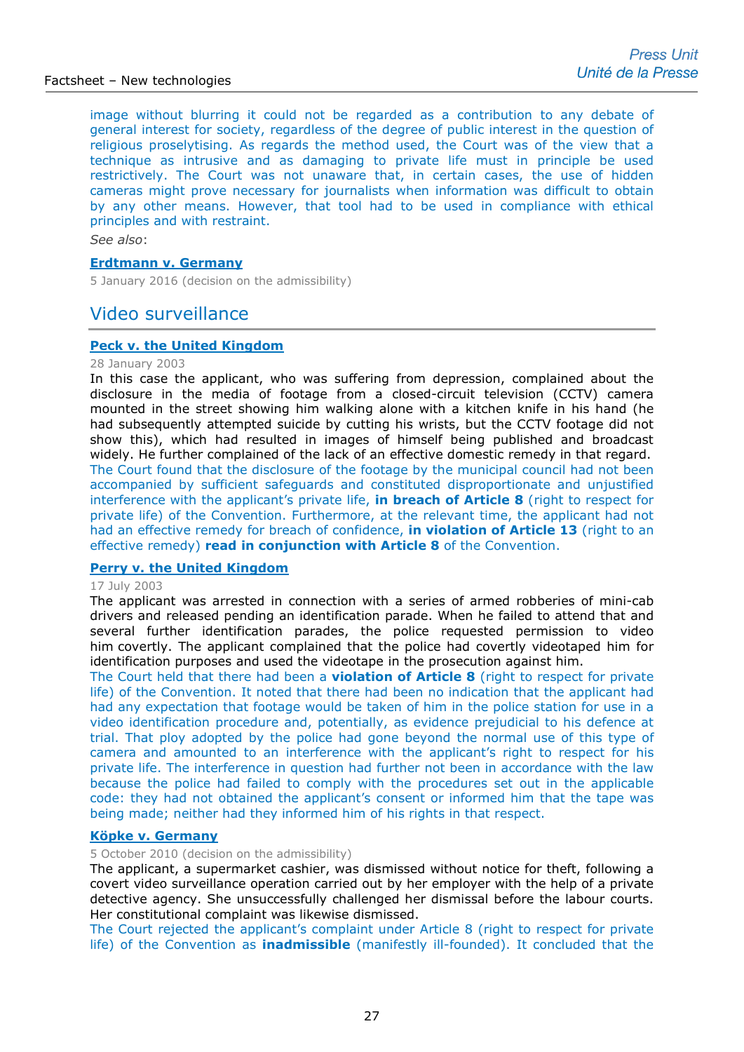image without blurring it could not be regarded as a contribution to any debate of general interest for society, regardless of the degree of public interest in the question of religious proselytising. As regards the method used, the Court was of the view that a technique as intrusive and as damaging to private life must in principle be used restrictively. The Court was not unaware that, in certain cases, the use of hidden cameras might prove necessary for journalists when information was difficult to obtain by any other means. However, that tool had to be used in compliance with ethical principles and with restraint.

*See also*:

**Erdtmann v. Germany**

5 January 2016 (decision on the admissibility)

## Video surveillance

**Peck v. the United Kingdom**

28 January 2003

In this case the applicant, who was suffering from depression, complained about the disclosure in the media of footage from a closed-circuit television (CCTV) camera mounted in the street showing him walking alone with a kitchen knife in his hand (he had subsequently attempted suicide by cutting his wrists, but the CCTV footage did not show this), which had resulted in images of himself being published and broadcast widely. He further complained of the lack of an effective domestic remedy in that regard.

The Court found that the disclosure of the footage by the municipal council had not been accompanied by sufficient safeguards and constituted disproportionate and unjustified interference with the applicant's private life, **in breach of Article 8** (right to respect for private life) of the Convention. Furthermore, at the relevant time, the applicant had not had an effective remedy for breach of confidence, **in violation of Article 13** (right to an effective remedy) **read in conjunction with Article 8** of the Convention.

**Perry v. the United Kingdom**

17 July 2003

The applicant was arrested in connection with a series of armed robberies of mini-cab drivers and released pending an identification parade. When he failed to attend that and several further identification parades, the police requested permission to video him covertly. The applicant complained that the police had covertly videotaped him for identification purposes and used the videotape in the prosecution against him.

The Court held that there had been a **violation of Article 8** (right to respect for private life) of the Convention. It noted that there had been no indication that the applicant had had any expectation that footage would be taken of him in the police station for use in a video identification procedure and, potentially, as evidence prejudicial to his defence at trial. That ploy adopted by the police had gone beyond the normal use of this type of camera and amounted to an interference with the applicant's right to respect for his private life. The interference in question had further not been in accordance with the law because the police had failed to comply with the procedures set out in the applicable code: they had not obtained the applicant's consent or informed him that the tape was being made; neither had they informed him of his rights in that respect.

**Köpke v. Germany**

5 October 2010 (decision on the admissibility)

The applicant, a supermarket cashier, was dismissed without notice for theft, following a covert video surveillance operation carried out by her employer with the help of a private detective agency. She unsuccessfully challenged her dismissal before the labour courts. Her constitutional complaint was likewise dismissed.

The Court rejected the applicant's complaint under Article 8 (right to respect for private life) of the Convention as **inadmissible** (manifestly ill-founded). It concluded that the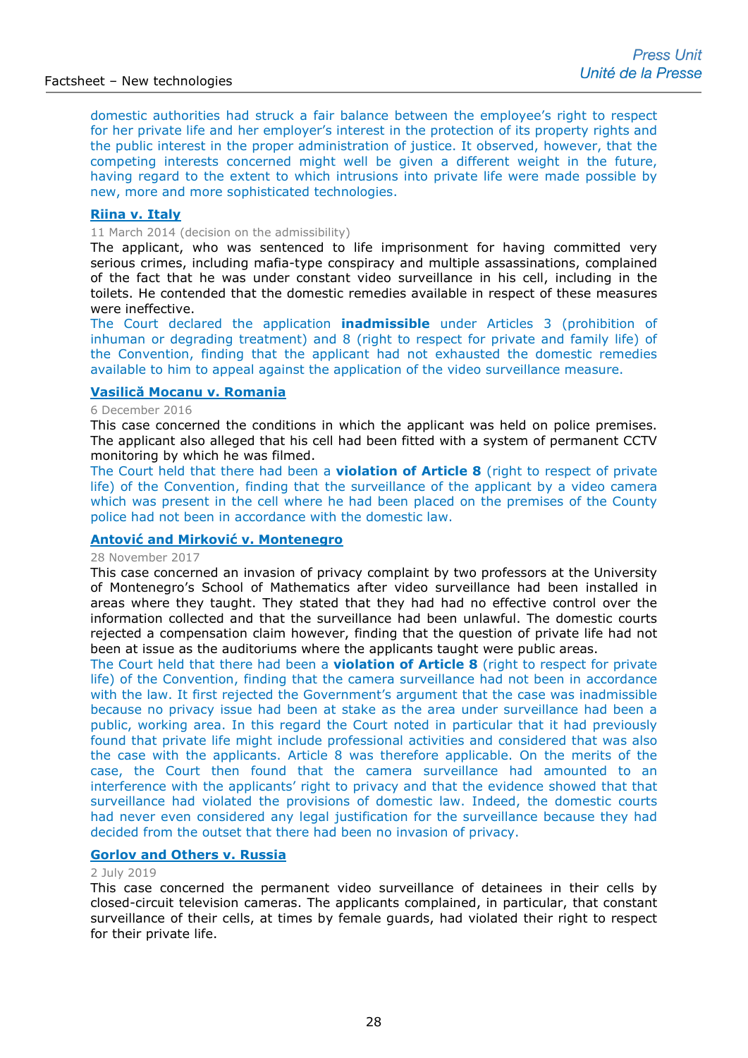domestic authorities had struck a fair balance between the employee's right to respect for her private life and her employer's interest in the protection of its property rights and the public interest in the proper administration of justice. It observed, however, that the competing interests concerned might well be given a different weight in the future, having regard to the extent to which intrusions into private life were made possible by new, more and more sophisticated technologies.

**Riina v. Italy**

11 March 2014 (decision on the admissibility)

The applicant, who was sentenced to life imprisonment for having committed very serious crimes, including mafia-type conspiracy and multiple assassinations, complained of the fact that he was under constant video surveillance in his cell, including in the toilets. He contended that the domestic remedies available in respect of these measures were ineffective.

The Court declared the application **inadmissible** under Articles 3 (prohibition of inhuman or degrading treatment) and 8 (right to respect for private and family life) of the Convention, finding that the applicant had not exhausted the domestic remedies available to him to appeal against the application of the video surveillance measure.

**Vasilică Mocanu v. Romania**

6 December 2016

This case concerned the conditions in which the applicant was held on police premises. The applicant also alleged that his cell had been fitted with a system of permanent CCTV monitoring by which he was filmed.

The Court held that there had been a **violation of Article 8** (right to respect of private life) of the Convention, finding that the surveillance of the applicant by a video camera which was present in the cell where he had been placed on the premises of the County police had not been in accordance with the domestic law.

**Antović and Mirković v. Montenegro**

28 November 2017

This case concerned an invasion of privacy complaint by two professors at the University of Montenegro's School of Mathematics after video surveillance had been installed in areas where they taught. They stated that they had had no effective control over the information collected and that the surveillance had been unlawful. The domestic courts rejected a compensation claim however, finding that the question of private life had not been at issue as the auditoriums where the applicants taught were public areas.

The Court held that there had been a **violation of Article 8** (right to respect for private life) of the Convention, finding that the camera surveillance had not been in accordance with the law. It first rejected the Government's argument that the case was inadmissible because no privacy issue had been at stake as the area under surveillance had been a public, working area. In this regard the Court noted in particular that it had previously found that private life might include professional activities and considered that was also the case with the applicants. Article 8 was therefore applicable. On the merits of the case, the Court then found that the camera surveillance had amounted to an interference with the applicants' right to privacy and that the evidence showed that that surveillance had violated the provisions of domestic law. Indeed, the domestic courts had never even considered any legal justification for the surveillance because they had decided from the outset that there had been no invasion of privacy.

**Gorlov and Others v. Russia**

2 July 2019

This case concerned the permanent video surveillance of detainees in their cells by closed-circuit television cameras. The applicants complained, in particular, that constant surveillance of their cells, at times by female guards, had violated their right to respect for their private life.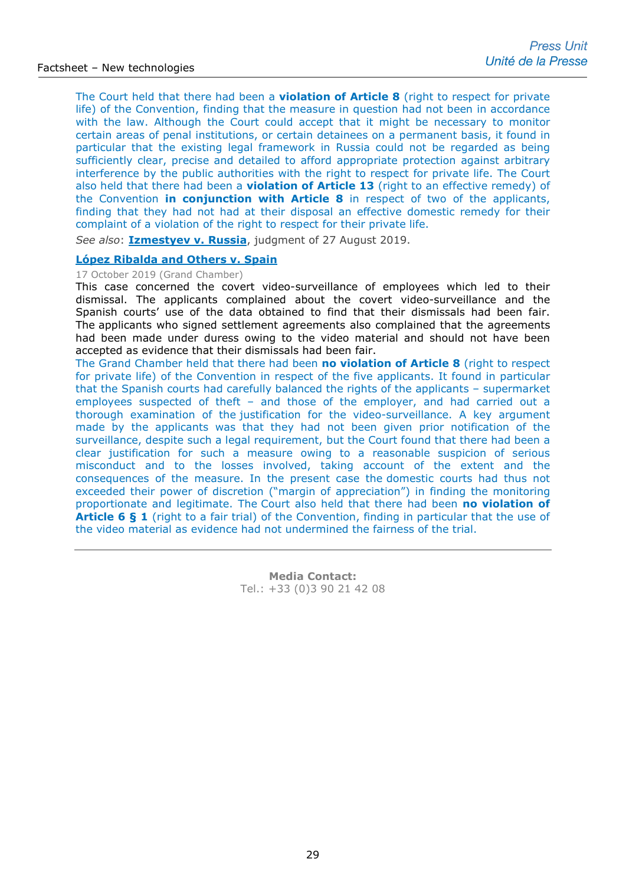The Court held that there had been a **violation of Article 8** (right to respect for private life) of the Convention, finding that the measure in question had not been in accordance with the law. Although the Court could accept that it might be necessary to monitor certain areas of penal institutions, or certain detainees on a permanent basis, it found in particular that the existing legal framework in Russia could not be regarded as being sufficiently clear, precise and detailed to afford appropriate protection against arbitrary interference by the public authorities with the right to respect for private life. The Court also held that there had been a **violation of Article 13** (right to an effective remedy) of the Convention **in conjunction with Article 8** in respect of two of the applicants, finding that they had not had at their disposal an effective domestic remedy for their complaint of a violation of the right to respect for their private life.

*See also*: **Izmestyev v. Russia**, judgment of 27 August 2019.

**López Ribalda and Others v. Spain**

17 October 2019 (Grand Chamber)

This case concerned the covert video-surveillance of employees which led to their dismissal. The applicants complained about the covert video-surveillance and the Spanish courts' use of the data obtained to find that their dismissals had been fair. The applicants who signed settlement agreements also complained that the agreements had been made under duress owing to the video material and should not have been accepted as evidence that their dismissals had been fair.

The Grand Chamber held that there had been **no violation of Article 8** (right to respect for private life) of the Convention in respect of the five applicants. It found in particular that the Spanish courts had carefully balanced the rights of the applicants – supermarket employees suspected of theft – and those of the employer, and had carried out a thorough examination of the justification for the video-surveillance. A key argument made by the applicants was that they had not been given prior notification of the surveillance, despite such a legal requirement, but the Court found that there had been a clear justification for such a measure owing to a reasonable suspicion of serious misconduct and to the losses involved, taking account of the extent and the consequences of the measure. In the present case the domestic courts had thus not exceeded their power of discretion ("margin of appreciation") in finding the monitoring proportionate and legitimate. The Court also held that there had been **no violation of Article 6 § 1** (right to a fair trial) of the Convention, finding in particular that the use of the video material as evidence had not undermined the fairness of the trial.

---

**Media Contact:**
Tel.: +33 (0)3 90 21 42 08